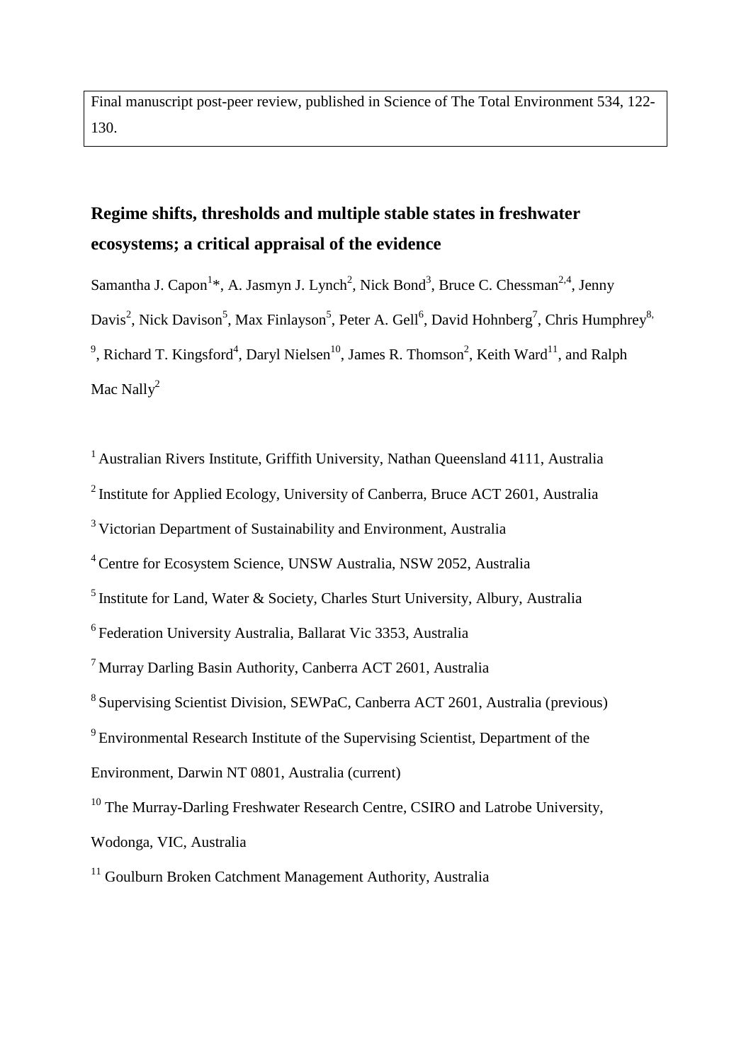Final manuscript post-peer review, published in Science of The Total Environment 534, 122-130.

# Regime shifts, thresholds and multiple stable states in freshwater ecosystems; a critical appraisal of the evidence

Samantha J. Capon[1]*, A. Jasmyn J. Lynch[2], Nick Bond[3], Bruce C. Chessman[2,4], Jenny Davis[2], Nick Davison[5], Max Finlayson[5], Peter A. Gell[6], David Hohnberg[7], Chris Humphrey[8,9], Richard T. Kingsford[4], Daryl Nielsen[10], James R. Thomson[2], Keith Ward[11], and Ralph Mac Nally[2]

[1] Australian Rivers Institute, Griffith University, Nathan Queensland 4111, Australia

[2] Institute for Applied Ecology, University of Canberra, Bruce ACT 2601, Australia

[3] Victorian Department of Sustainability and Environment, Australia

[4] Centre for Ecosystem Science, UNSW Australia, NSW 2052, Australia

[5] Institute for Land, Water & Society, Charles Sturt University, Albury, Australia

[6] Federation University Australia, Ballarat Vic 3353, Australia

[7] Murray Darling Basin Authority, Canberra ACT 2601, Australia

[8] Supervising Scientist Division, SEWPaC, Canberra ACT 2601, Australia (previous)

[9] Environmental Research Institute of the Supervising Scientist, Department of the Environment, Darwin NT 0801, Australia (current)

[10] The Murray-Darling Freshwater Research Centre, CSIRO and Latrobe University, Wodonga, VIC, Australia

[11] Goulburn Broken Catchment Management Authority, Australia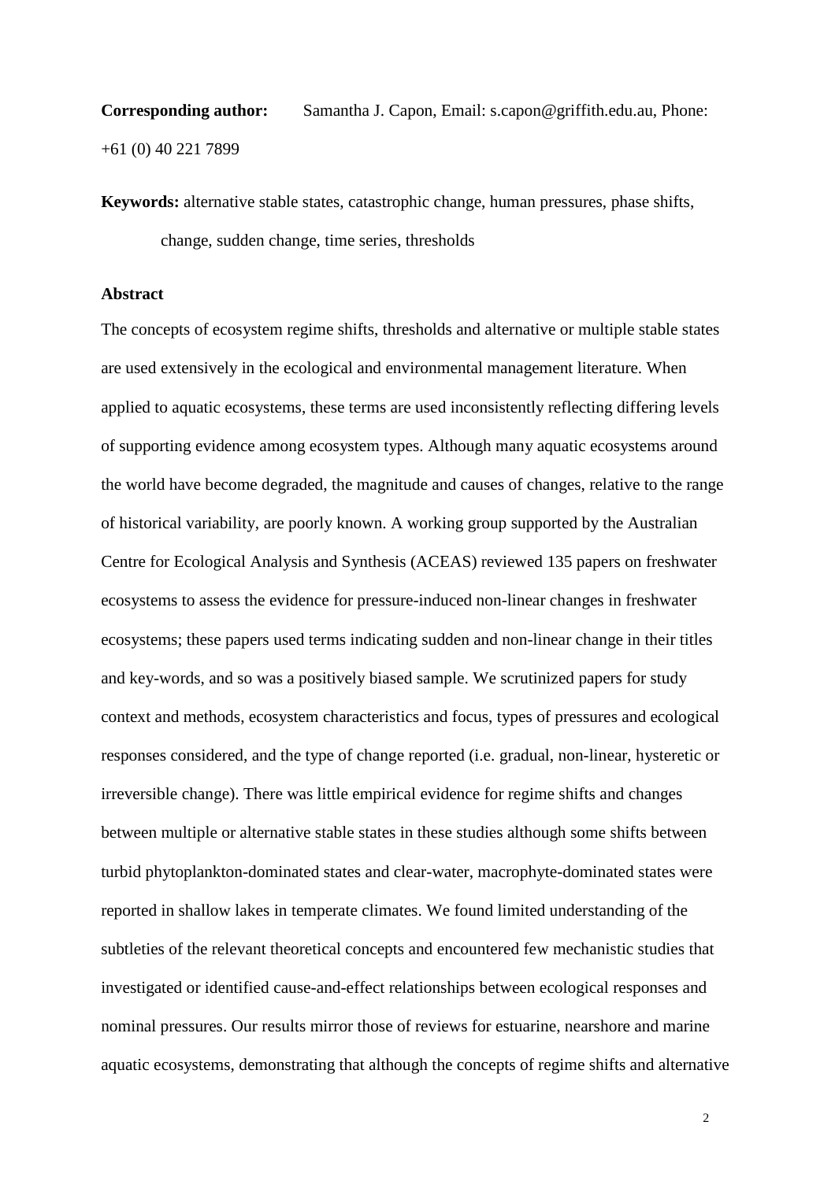**Corresponding author:** Samantha J. Capon, Email: s.capon@griffith.edu.au, Phone: +61 (0) 40 221 7899

**Keywords:** alternative stable states, catastrophic change, human pressures, phase shifts, change, sudden change, time series, thresholds

**Abstract**

The concepts of ecosystem regime shifts, thresholds and alternative or multiple stable states are used extensively in the ecological and environmental management literature. When applied to aquatic ecosystems, these terms are used inconsistently reflecting differing levels of supporting evidence among ecosystem types. Although many aquatic ecosystems around the world have become degraded, the magnitude and causes of changes, relative to the range of historical variability, are poorly known. A working group supported by the Australian Centre for Ecological Analysis and Synthesis (ACEAS) reviewed 135 papers on freshwater ecosystems to assess the evidence for pressure-induced non-linear changes in freshwater ecosystems; these papers used terms indicating sudden and non-linear change in their titles and key-words, and so was a positively biased sample. We scrutinized papers for study context and methods, ecosystem characteristics and focus, types of pressures and ecological responses considered, and the type of change reported (i.e. gradual, non-linear, hysteretic or irreversible change). There was little empirical evidence for regime shifts and changes between multiple or alternative stable states in these studies although some shifts between turbid phytoplankton-dominated states and clear-water, macrophyte-dominated states were reported in shallow lakes in temperate climates. We found limited understanding of the subtleties of the relevant theoretical concepts and encountered few mechanistic studies that investigated or identified cause-and-effect relationships between ecological responses and nominal pressures. Our results mirror those of reviews for estuarine, nearshore and marine aquatic ecosystems, demonstrating that although the concepts of regime shifts and alternative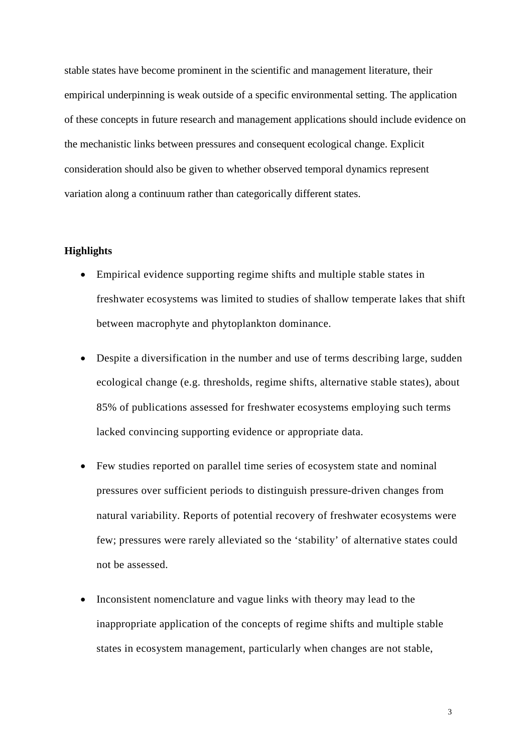stable states have become prominent in the scientific and management literature, their empirical underpinning is weak outside of a specific environmental setting. The application of these concepts in future research and management applications should include evidence on the mechanistic links between pressures and consequent ecological change. Explicit consideration should also be given to whether observed temporal dynamics represent variation along a continuum rather than categorically different states.

**Highlights**

- Empirical evidence supporting regime shifts and multiple stable states in freshwater ecosystems was limited to studies of shallow temperate lakes that shift between macrophyte and phytoplankton dominance.
- Despite a diversification in the number and use of terms describing large, sudden ecological change (e.g. thresholds, regime shifts, alternative stable states), about 85% of publications assessed for freshwater ecosystems employing such terms lacked convincing supporting evidence or appropriate data.
- Few studies reported on parallel time series of ecosystem state and nominal pressures over sufficient periods to distinguish pressure-driven changes from natural variability. Reports of potential recovery of freshwater ecosystems were few; pressures were rarely alleviated so the 'stability' of alternative states could not be assessed.
- Inconsistent nomenclature and vague links with theory may lead to the inappropriate application of the concepts of regime shifts and multiple stable states in ecosystem management, particularly when changes are not stable,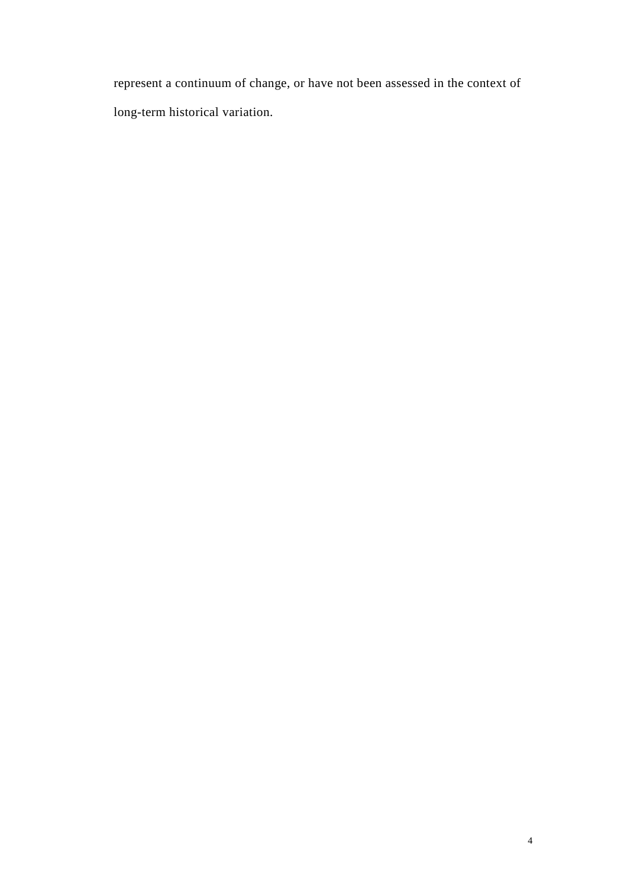represent a continuum of change, or have not been assessed in the context of long-term historical variation.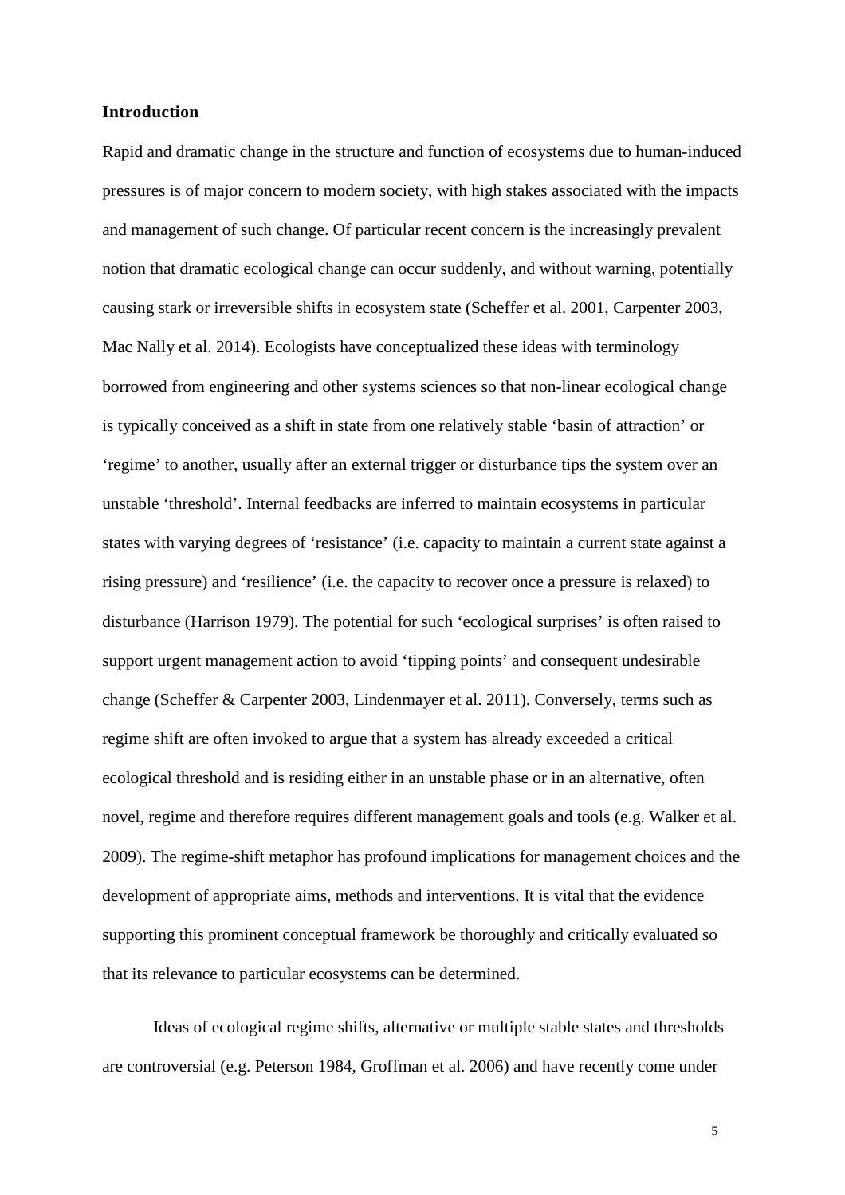**Introduction**

Rapid and dramatic change in the structure and function of ecosystems due to human-induced pressures is of major concern to modern society, with high stakes associated with the impacts and management of such change. Of particular recent concern is the increasingly prevalent notion that dramatic ecological change can occur suddenly, and without warning, potentially causing stark or irreversible shifts in ecosystem state (Scheffer et al. 2001, Carpenter 2003, Mac Nally et al. 2014). Ecologists have conceptualized these ideas with terminology borrowed from engineering and other systems sciences so that non-linear ecological change is typically conceived as a shift in state from one relatively stable 'basin of attraction' or 'regime' to another, usually after an external trigger or disturbance tips the system over an unstable 'threshold'. Internal feedbacks are inferred to maintain ecosystems in particular states with varying degrees of 'resistance' (i.e. capacity to maintain a current state against a rising pressure) and 'resilience' (i.e. the capacity to recover once a pressure is relaxed) to disturbance (Harrison 1979). The potential for such 'ecological surprises' is often raised to support urgent management action to avoid 'tipping points' and consequent undesirable change (Scheffer & Carpenter 2003, Lindenmayer et al. 2011). Conversely, terms such as regime shift are often invoked to argue that a system has already exceeded a critical ecological threshold and is residing either in an unstable phase or in an alternative, often novel, regime and therefore requires different management goals and tools (e.g. Walker et al. 2009). The regime-shift metaphor has profound implications for management choices and the development of appropriate aims, methods and interventions. It is vital that the evidence supporting this prominent conceptual framework be thoroughly and critically evaluated so that its relevance to particular ecosystems can be determined.

Ideas of ecological regime shifts, alternative or multiple stable states and thresholds are controversial (e.g. Peterson 1984, Groffman et al. 2006) and have recently come under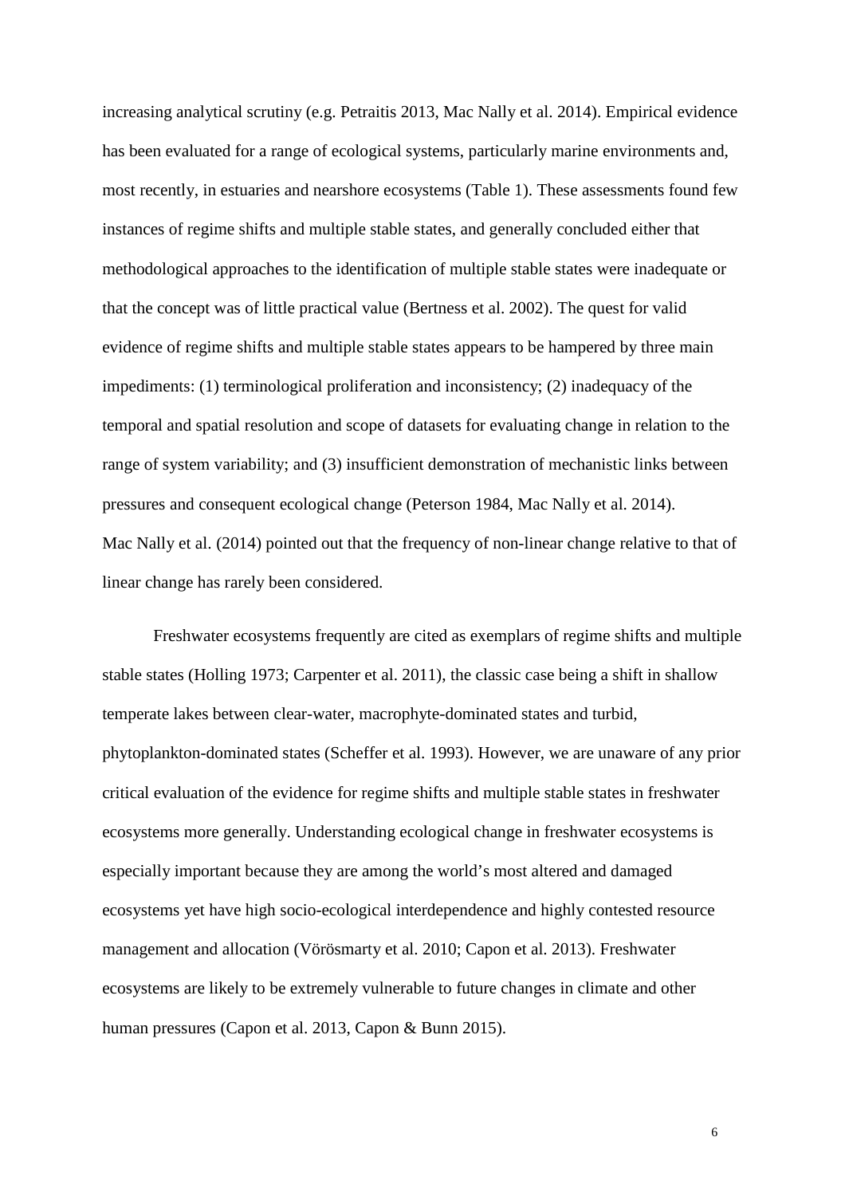increasing analytical scrutiny (e.g. Petraitis 2013, Mac Nally et al. 2014). Empirical evidence has been evaluated for a range of ecological systems, particularly marine environments and, most recently, in estuaries and nearshore ecosystems (Table 1). These assessments found few instances of regime shifts and multiple stable states, and generally concluded either that methodological approaches to the identification of multiple stable states were inadequate or that the concept was of little practical value (Bertness et al. 2002). The quest for valid evidence of regime shifts and multiple stable states appears to be hampered by three main impediments: (1) terminological proliferation and inconsistency; (2) inadequacy of the temporal and spatial resolution and scope of datasets for evaluating change in relation to the range of system variability; and (3) insufficient demonstration of mechanistic links between pressures and consequent ecological change (Peterson 1984, Mac Nally et al. 2014). Mac Nally et al. (2014) pointed out that the frequency of non-linear change relative to that of linear change has rarely been considered.

Freshwater ecosystems frequently are cited as exemplars of regime shifts and multiple stable states (Holling 1973; Carpenter et al. 2011), the classic case being a shift in shallow temperate lakes between clear-water, macrophyte-dominated states and turbid, phytoplankton-dominated states (Scheffer et al. 1993). However, we are unaware of any prior critical evaluation of the evidence for regime shifts and multiple stable states in freshwater ecosystems more generally. Understanding ecological change in freshwater ecosystems is especially important because they are among the world's most altered and damaged ecosystems yet have high socio-ecological interdependence and highly contested resource management and allocation (Vörösmarty et al. 2010; Capon et al. 2013). Freshwater ecosystems are likely to be extremely vulnerable to future changes in climate and other human pressures (Capon et al. 2013, Capon & Bunn 2015).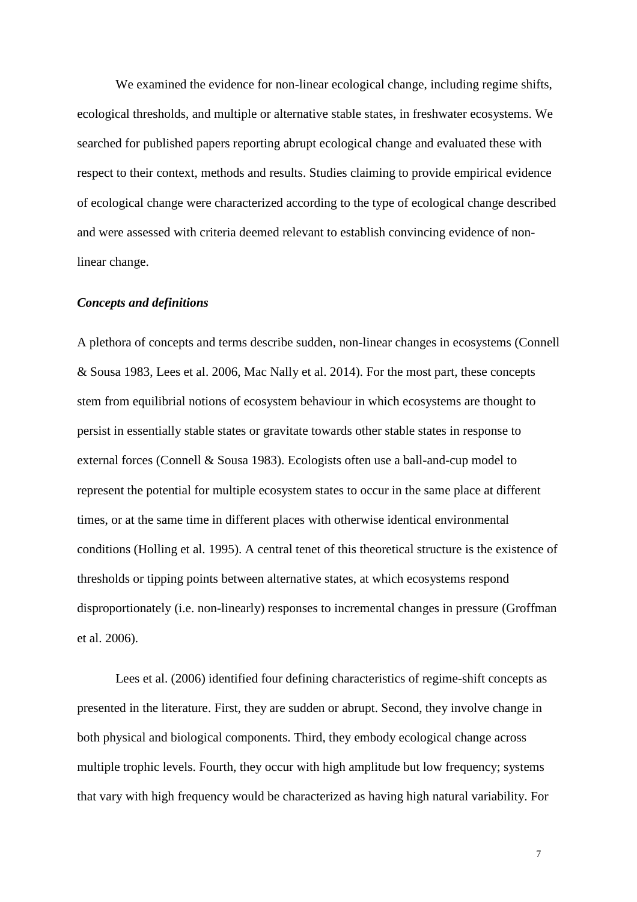We examined the evidence for non-linear ecological change, including regime shifts, ecological thresholds, and multiple or alternative stable states, in freshwater ecosystems. We searched for published papers reporting abrupt ecological change and evaluated these with respect to their context, methods and results. Studies claiming to provide empirical evidence of ecological change were characterized according to the type of ecological change described and were assessed with criteria deemed relevant to establish convincing evidence of non-linear change.

***Concepts and definitions***

A plethora of concepts and terms describe sudden, non-linear changes in ecosystems (Connell & Sousa 1983, Lees et al. 2006, Mac Nally et al. 2014). For the most part, these concepts stem from equilibrial notions of ecosystem behaviour in which ecosystems are thought to persist in essentially stable states or gravitate towards other stable states in response to external forces (Connell & Sousa 1983). Ecologists often use a ball-and-cup model to represent the potential for multiple ecosystem states to occur in the same place at different times, or at the same time in different places with otherwise identical environmental conditions (Holling et al. 1995). A central tenet of this theoretical structure is the existence of thresholds or tipping points between alternative states, at which ecosystems respond disproportionately (i.e. non-linearly) responses to incremental changes in pressure (Groffman et al. 2006).

Lees et al. (2006) identified four defining characteristics of regime-shift concepts as presented in the literature. First, they are sudden or abrupt. Second, they involve change in both physical and biological components. Third, they embody ecological change across multiple trophic levels. Fourth, they occur with high amplitude but low frequency; systems that vary with high frequency would be characterized as having high natural variability. For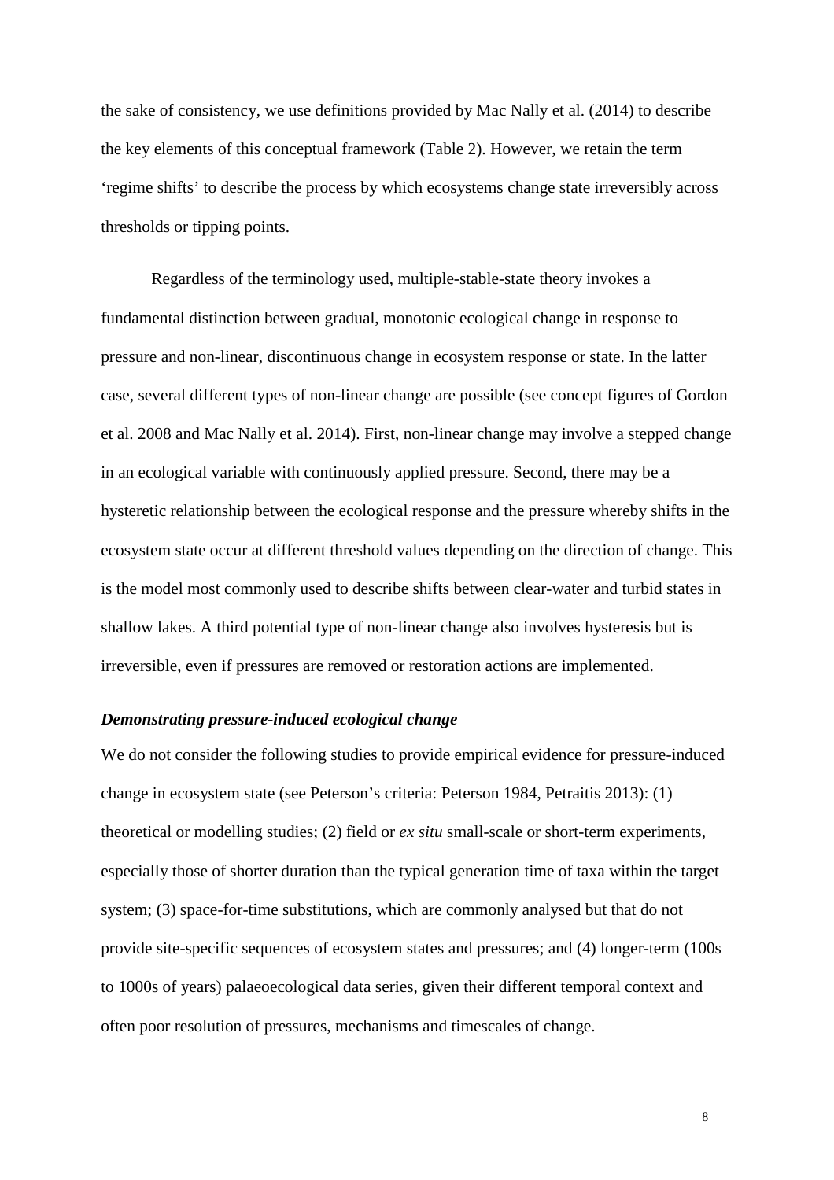the sake of consistency, we use definitions provided by Mac Nally et al. (2014) to describe the key elements of this conceptual framework (Table 2). However, we retain the term 'regime shifts' to describe the process by which ecosystems change state irreversibly across thresholds or tipping points.

Regardless of the terminology used, multiple-stable-state theory invokes a fundamental distinction between gradual, monotonic ecological change in response to pressure and non-linear, discontinuous change in ecosystem response or state. In the latter case, several different types of non-linear change are possible (see concept figures of Gordon et al. 2008 and Mac Nally et al. 2014). First, non-linear change may involve a stepped change in an ecological variable with continuously applied pressure. Second, there may be a hysteretic relationship between the ecological response and the pressure whereby shifts in the ecosystem state occur at different threshold values depending on the direction of change. This is the model most commonly used to describe shifts between clear-water and turbid states in shallow lakes. A third potential type of non-linear change also involves hysteresis but is irreversible, even if pressures are removed or restoration actions are implemented.

### *Demonstrating pressure-induced ecological change*

We do not consider the following studies to provide empirical evidence for pressure-induced change in ecosystem state (see Peterson's criteria: Peterson 1984, Petraitis 2013): (1) theoretical or modelling studies; (2) field or *ex situ* small-scale or short-term experiments, especially those of shorter duration than the typical generation time of taxa within the target system; (3) space-for-time substitutions, which are commonly analysed but that do not provide site-specific sequences of ecosystem states and pressures; and (4) longer-term (100s to 1000s of years) palaeoecological data series, given their different temporal context and often poor resolution of pressures, mechanisms and timescales of change.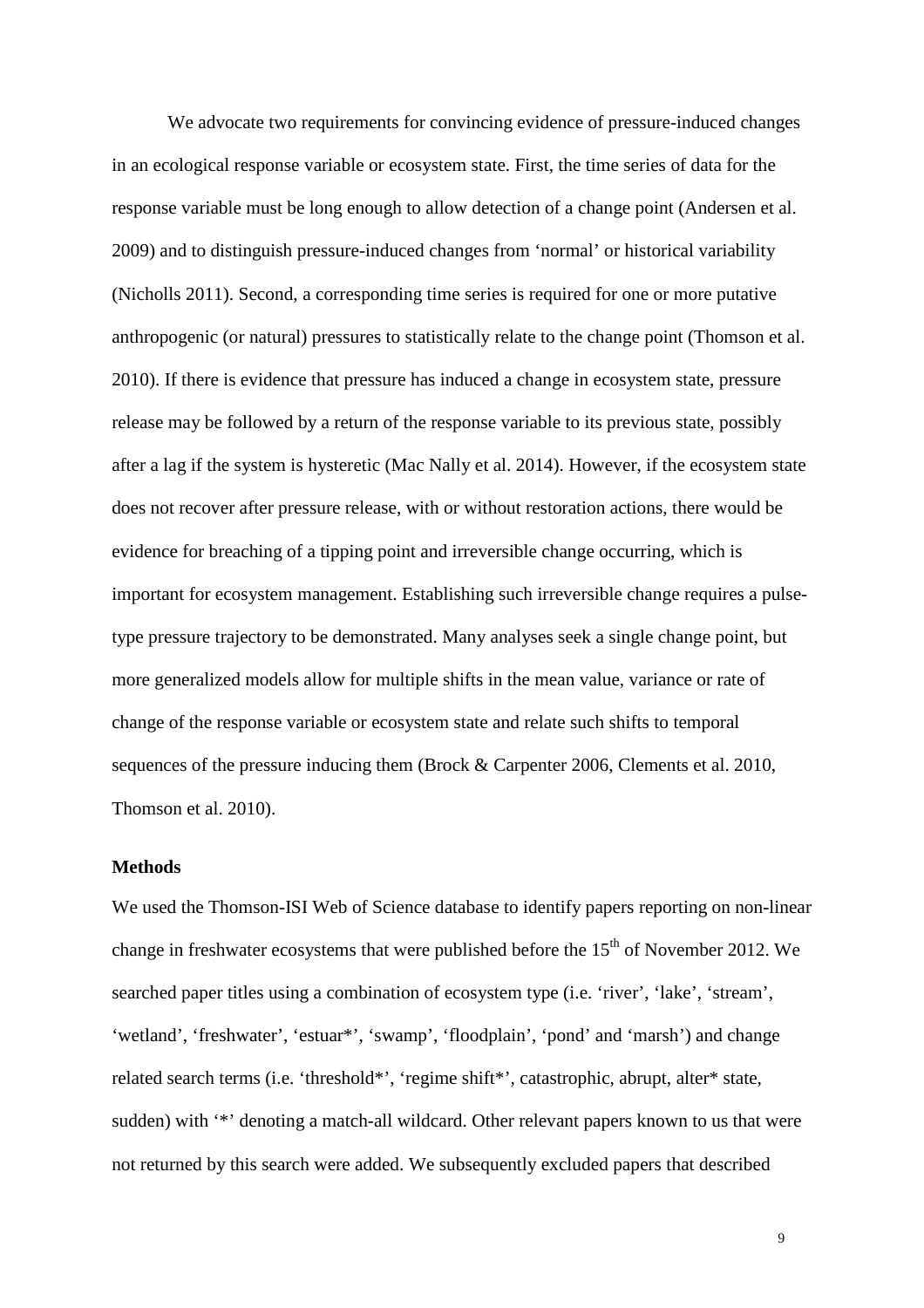We advocate two requirements for convincing evidence of pressure-induced changes in an ecological response variable or ecosystem state. First, the time series of data for the response variable must be long enough to allow detection of a change point (Andersen et al. 2009) and to distinguish pressure-induced changes from 'normal' or historical variability (Nicholls 2011). Second, a corresponding time series is required for one or more putative anthropogenic (or natural) pressures to statistically relate to the change point (Thomson et al. 2010). If there is evidence that pressure has induced a change in ecosystem state, pressure release may be followed by a return of the response variable to its previous state, possibly after a lag if the system is hysteretic (Mac Nally et al. 2014). However, if the ecosystem state does not recover after pressure release, with or without restoration actions, there would be evidence for breaching of a tipping point and irreversible change occurring, which is important for ecosystem management. Establishing such irreversible change requires a pulse-type pressure trajectory to be demonstrated. Many analyses seek a single change point, but more generalized models allow for multiple shifts in the mean value, variance or rate of change of the response variable or ecosystem state and relate such shifts to temporal sequences of the pressure inducing them (Brock & Carpenter 2006, Clements et al. 2010, Thomson et al. 2010).

## Methods

We used the Thomson-ISI Web of Science database to identify papers reporting on non-linear change in freshwater ecosystems that were published before the 15th of November 2012. We searched paper titles using a combination of ecosystem type (i.e. 'river', 'lake', 'stream', 'wetland', 'freshwater', 'estuar*', 'swamp', 'floodplain', 'pond' and 'marsh') and change related search terms (i.e. 'threshold*', 'regime shift*', catastrophic, abrupt, alter* state, sudden) with '*' denoting a match-all wildcard. Other relevant papers known to us that were not returned by this search were added. We subsequently excluded papers that described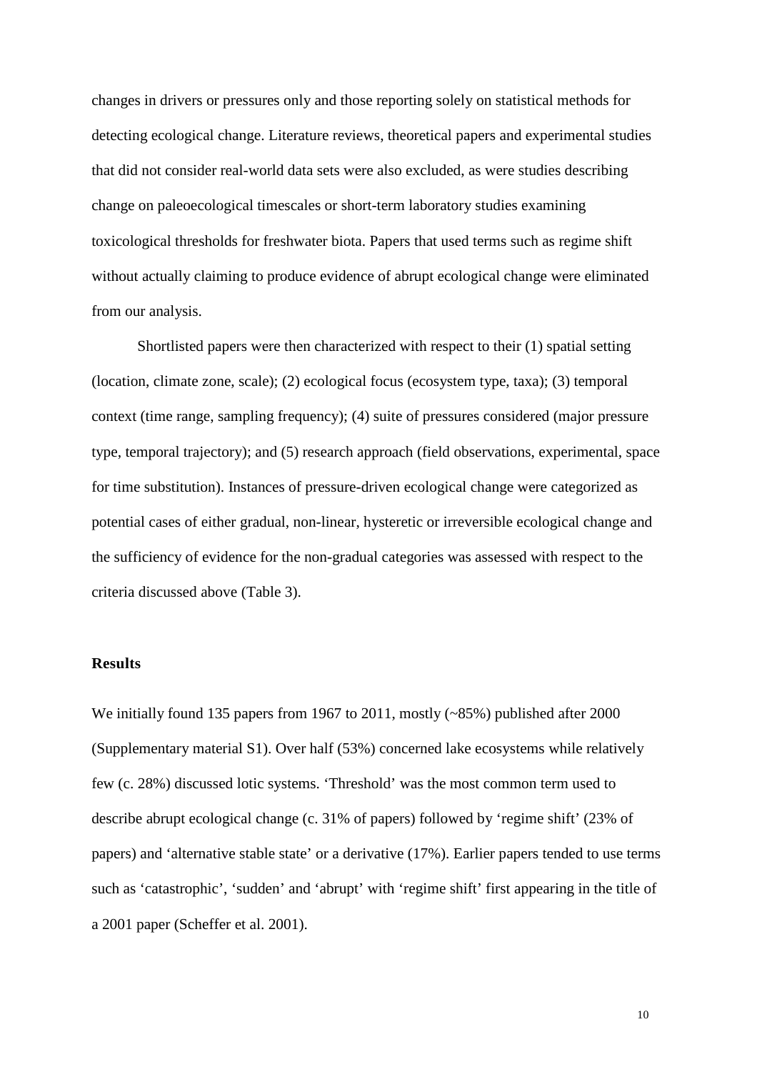changes in drivers or pressures only and those reporting solely on statistical methods for detecting ecological change. Literature reviews, theoretical papers and experimental studies that did not consider real-world data sets were also excluded, as were studies describing change on paleoecological timescales or short-term laboratory studies examining toxicological thresholds for freshwater biota. Papers that used terms such as regime shift without actually claiming to produce evidence of abrupt ecological change were eliminated from our analysis.

Shortlisted papers were then characterized with respect to their (1) spatial setting (location, climate zone, scale); (2) ecological focus (ecosystem type, taxa); (3) temporal context (time range, sampling frequency); (4) suite of pressures considered (major pressure type, temporal trajectory); and (5) research approach (field observations, experimental, space for time substitution). Instances of pressure-driven ecological change were categorized as potential cases of either gradual, non-linear, hysteretic or irreversible ecological change and the sufficiency of evidence for the non-gradual categories was assessed with respect to the criteria discussed above (Table 3).

## Results

We initially found 135 papers from 1967 to 2011, mostly (~85%) published after 2000 (Supplementary material S1). Over half (53%) concerned lake ecosystems while relatively few (c. 28%) discussed lotic systems. 'Threshold' was the most common term used to describe abrupt ecological change (c. 31% of papers) followed by 'regime shift' (23% of papers) and 'alternative stable state' or a derivative (17%). Earlier papers tended to use terms such as 'catastrophic', 'sudden' and 'abrupt' with 'regime shift' first appearing in the title of a 2001 paper (Scheffer et al. 2001).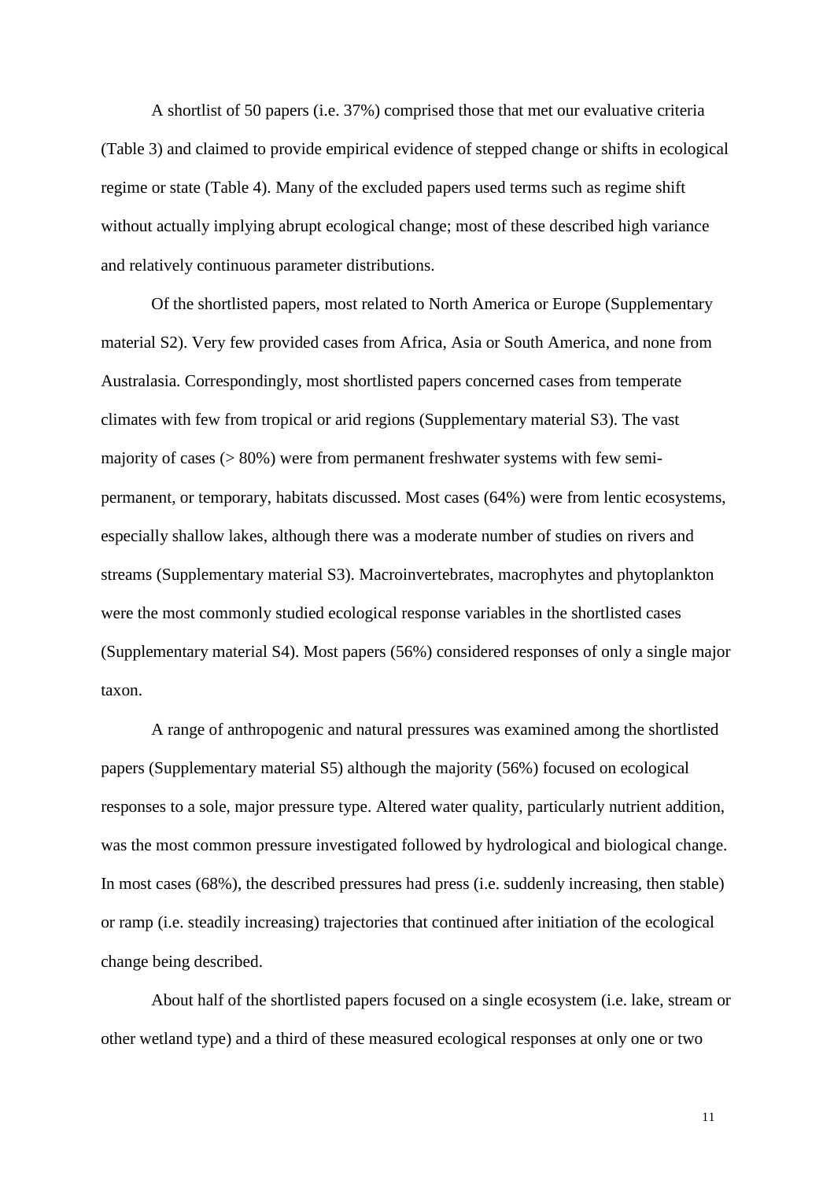A shortlist of 50 papers (i.e. 37%) comprised those that met our evaluative criteria (Table 3) and claimed to provide empirical evidence of stepped change or shifts in ecological regime or state (Table 4). Many of the excluded papers used terms such as regime shift without actually implying abrupt ecological change; most of these described high variance and relatively continuous parameter distributions.

Of the shortlisted papers, most related to North America or Europe (Supplementary material S2). Very few provided cases from Africa, Asia or South America, and none from Australasia. Correspondingly, most shortlisted papers concerned cases from temperate climates with few from tropical or arid regions (Supplementary material S3). The vast majority of cases (> 80%) were from permanent freshwater systems with few semi-permanent, or temporary, habitats discussed. Most cases (64%) were from lentic ecosystems, especially shallow lakes, although there was a moderate number of studies on rivers and streams (Supplementary material S3). Macroinvertebrates, macrophytes and phytoplankton were the most commonly studied ecological response variables in the shortlisted cases (Supplementary material S4). Most papers (56%) considered responses of only a single major taxon.

A range of anthropogenic and natural pressures was examined among the shortlisted papers (Supplementary material S5) although the majority (56%) focused on ecological responses to a sole, major pressure type. Altered water quality, particularly nutrient addition, was the most common pressure investigated followed by hydrological and biological change. In most cases (68%), the described pressures had press (i.e. suddenly increasing, then stable) or ramp (i.e. steadily increasing) trajectories that continued after initiation of the ecological change being described.

About half of the shortlisted papers focused on a single ecosystem (i.e. lake, stream or other wetland type) and a third of these measured ecological responses at only one or two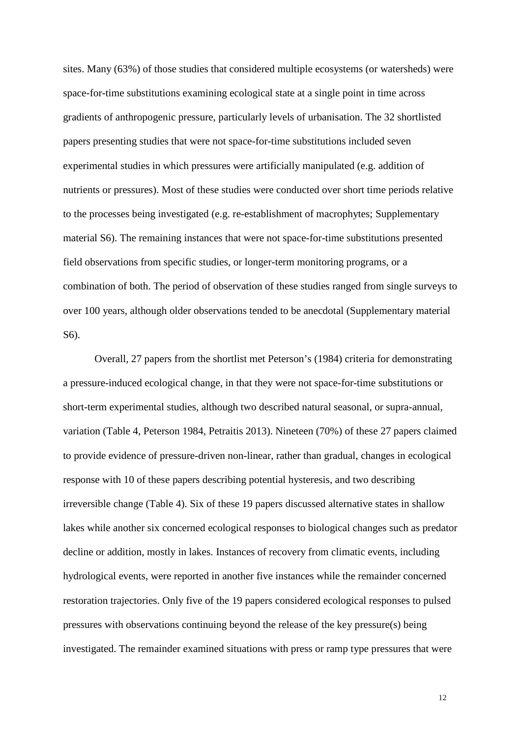sites. Many (63%) of those studies that considered multiple ecosystems (or watersheds) were space-for-time substitutions examining ecological state at a single point in time across gradients of anthropogenic pressure, particularly levels of urbanisation. The 32 shortlisted papers presenting studies that were not space-for-time substitutions included seven experimental studies in which pressures were artificially manipulated (e.g. addition of nutrients or pressures). Most of these studies were conducted over short time periods relative to the processes being investigated (e.g. re-establishment of macrophytes; Supplementary material S6). The remaining instances that were not space-for-time substitutions presented field observations from specific studies, or longer-term monitoring programs, or a combination of both. The period of observation of these studies ranged from single surveys to over 100 years, although older observations tended to be anecdotal (Supplementary material S6).

Overall, 27 papers from the shortlist met Peterson's (1984) criteria for demonstrating a pressure-induced ecological change, in that they were not space-for-time substitutions or short-term experimental studies, although two described natural seasonal, or supra-annual, variation (Table 4, Peterson 1984, Petraitis 2013). Nineteen (70%) of these 27 papers claimed to provide evidence of pressure-driven non-linear, rather than gradual, changes in ecological response with 10 of these papers describing potential hysteresis, and two describing irreversible change (Table 4). Six of these 19 papers discussed alternative states in shallow lakes while another six concerned ecological responses to biological changes such as predator decline or addition, mostly in lakes. Instances of recovery from climatic events, including hydrological events, were reported in another five instances while the remainder concerned restoration trajectories. Only five of the 19 papers considered ecological responses to pulsed pressures with observations continuing beyond the release of the key pressure(s) being investigated. The remainder examined situations with press or ramp type pressures that were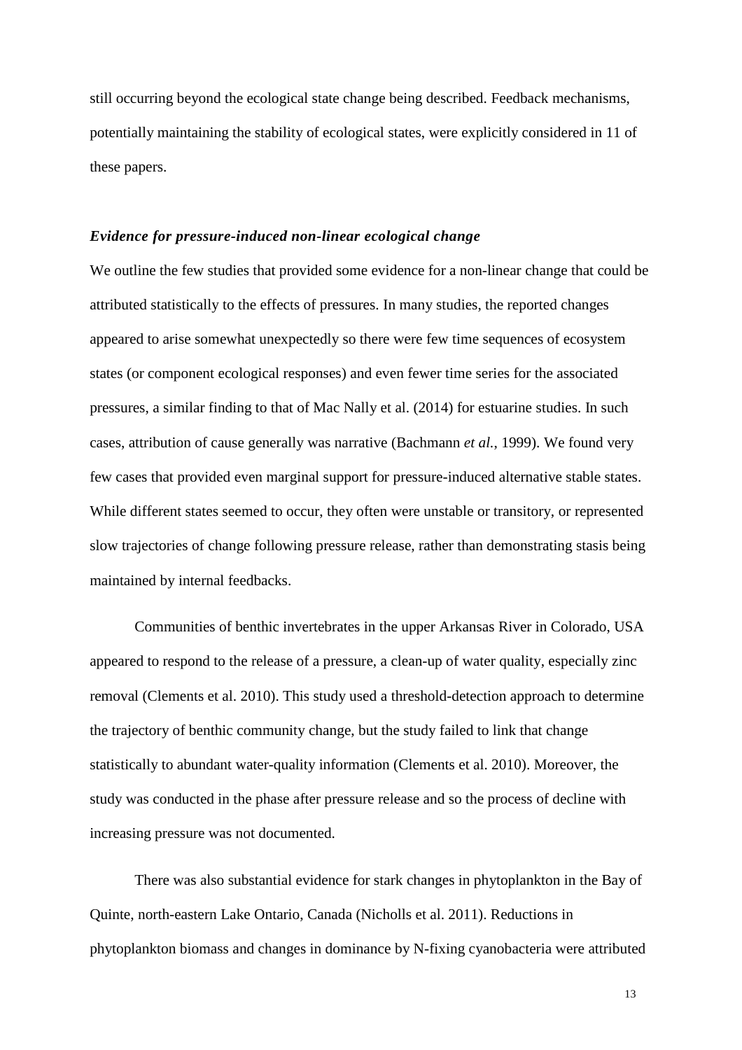still occurring beyond the ecological state change being described. Feedback mechanisms, potentially maintaining the stability of ecological states, were explicitly considered in 11 of these papers.

### *Evidence for pressure-induced non-linear ecological change*

We outline the few studies that provided some evidence for a non-linear change that could be attributed statistically to the effects of pressures. In many studies, the reported changes appeared to arise somewhat unexpectedly so there were few time sequences of ecosystem states (or component ecological responses) and even fewer time series for the associated pressures, a similar finding to that of Mac Nally et al. (2014) for estuarine studies. In such cases, attribution of cause generally was narrative (Bachmann *et al.*, 1999). We found very few cases that provided even marginal support for pressure-induced alternative stable states. While different states seemed to occur, they often were unstable or transitory, or represented slow trajectories of change following pressure release, rather than demonstrating stasis being maintained by internal feedbacks.

Communities of benthic invertebrates in the upper Arkansas River in Colorado, USA appeared to respond to the release of a pressure, a clean-up of water quality, especially zinc removal (Clements et al. 2010). This study used a threshold-detection approach to determine the trajectory of benthic community change, but the study failed to link that change statistically to abundant water-quality information (Clements et al. 2010). Moreover, the study was conducted in the phase after pressure release and so the process of decline with increasing pressure was not documented.

There was also substantial evidence for stark changes in phytoplankton in the Bay of Quinte, north-eastern Lake Ontario, Canada (Nicholls et al. 2011). Reductions in phytoplankton biomass and changes in dominance by N-fixing cyanobacteria were attributed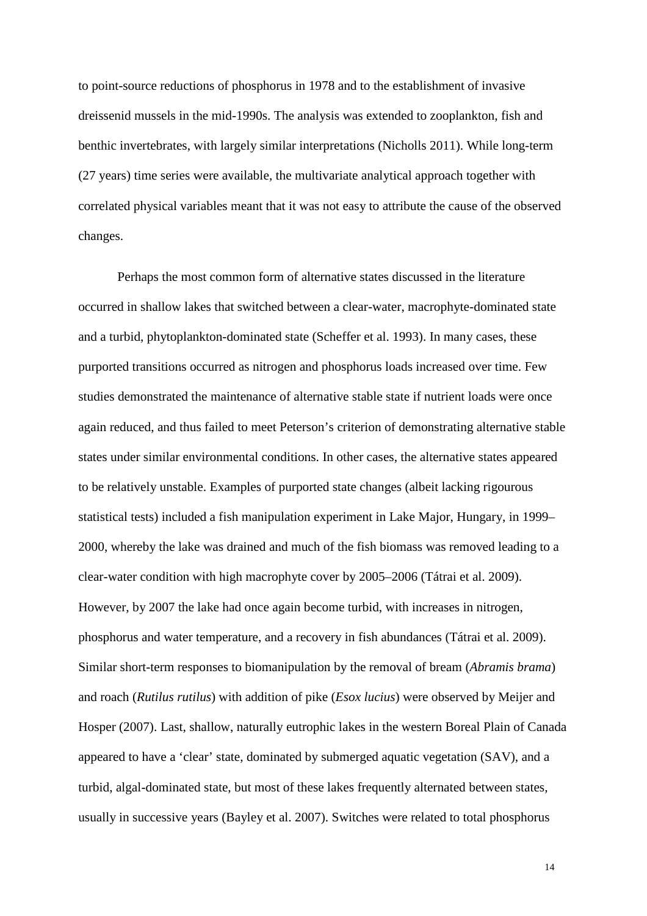to point-source reductions of phosphorus in 1978 and to the establishment of invasive dreissenid mussels in the mid-1990s. The analysis was extended to zooplankton, fish and benthic invertebrates, with largely similar interpretations (Nicholls 2011). While long-term (27 years) time series were available, the multivariate analytical approach together with correlated physical variables meant that it was not easy to attribute the cause of the observed changes.

Perhaps the most common form of alternative states discussed in the literature occurred in shallow lakes that switched between a clear-water, macrophyte-dominated state and a turbid, phytoplankton-dominated state (Scheffer et al. 1993). In many cases, these purported transitions occurred as nitrogen and phosphorus loads increased over time. Few studies demonstrated the maintenance of alternative stable state if nutrient loads were once again reduced, and thus failed to meet Peterson's criterion of demonstrating alternative stable states under similar environmental conditions. In other cases, the alternative states appeared to be relatively unstable. Examples of purported state changes (albeit lacking rigourous statistical tests) included a fish manipulation experiment in Lake Major, Hungary, in 1999–2000, whereby the lake was drained and much of the fish biomass was removed leading to a clear-water condition with high macrophyte cover by 2005–2006 (Tátrai et al. 2009). However, by 2007 the lake had once again become turbid, with increases in nitrogen, phosphorus and water temperature, and a recovery in fish abundances (Tátrai et al. 2009). Similar short-term responses to biomanipulation by the removal of bream (*Abramis brama*) and roach (*Rutilus rutilus*) with addition of pike (*Esox lucius*) were observed by Meijer and Hosper (2007). Last, shallow, naturally eutrophic lakes in the western Boreal Plain of Canada appeared to have a 'clear' state, dominated by submerged aquatic vegetation (SAV), and a turbid, algal-dominated state, but most of these lakes frequently alternated between states, usually in successive years (Bayley et al. 2007). Switches were related to total phosphorus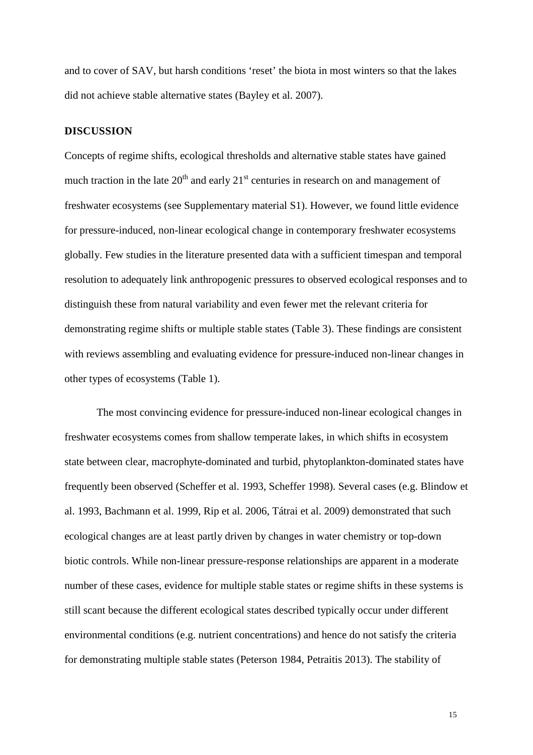and to cover of SAV, but harsh conditions 'reset' the biota in most winters so that the lakes did not achieve stable alternative states (Bayley et al. 2007).

## DISCUSSION

Concepts of regime shifts, ecological thresholds and alternative stable states have gained much traction in the late 20th and early 21st centuries in research on and management of freshwater ecosystems (see Supplementary material S1). However, we found little evidence for pressure-induced, non-linear ecological change in contemporary freshwater ecosystems globally. Few studies in the literature presented data with a sufficient timespan and temporal resolution to adequately link anthropogenic pressures to observed ecological responses and to distinguish these from natural variability and even fewer met the relevant criteria for demonstrating regime shifts or multiple stable states (Table 3). These findings are consistent with reviews assembling and evaluating evidence for pressure-induced non-linear changes in other types of ecosystems (Table 1).

The most convincing evidence for pressure-induced non-linear ecological changes in freshwater ecosystems comes from shallow temperate lakes, in which shifts in ecosystem state between clear, macrophyte-dominated and turbid, phytoplankton-dominated states have frequently been observed (Scheffer et al. 1993, Scheffer 1998). Several cases (e.g. Blindow et al. 1993, Bachmann et al. 1999, Rip et al. 2006, Tátrai et al. 2009) demonstrated that such ecological changes are at least partly driven by changes in water chemistry or top-down biotic controls. While non-linear pressure-response relationships are apparent in a moderate number of these cases, evidence for multiple stable states or regime shifts in these systems is still scant because the different ecological states described typically occur under different environmental conditions (e.g. nutrient concentrations) and hence do not satisfy the criteria for demonstrating multiple stable states (Peterson 1984, Petraitis 2013). The stability of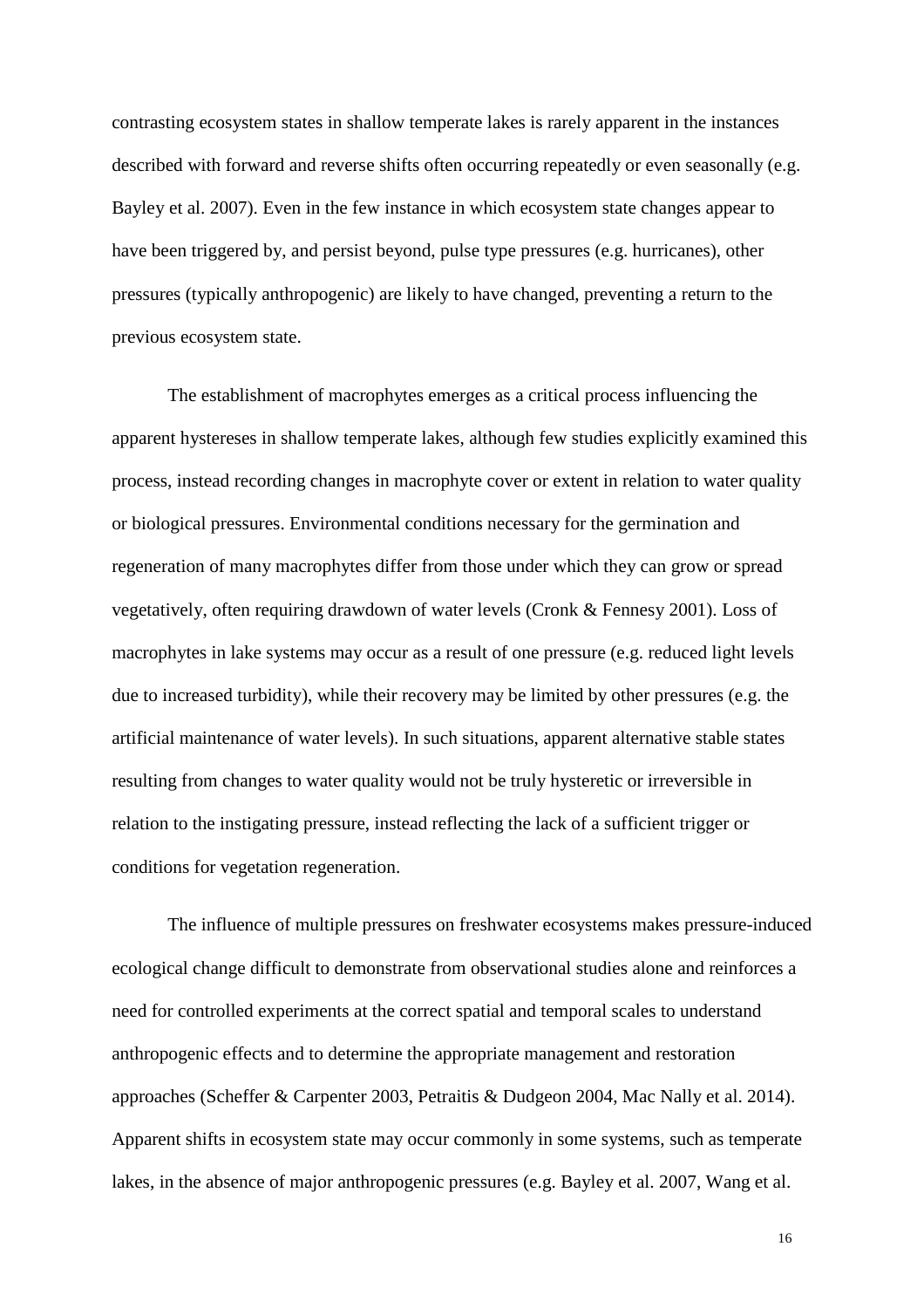contrasting ecosystem states in shallow temperate lakes is rarely apparent in the instances described with forward and reverse shifts often occurring repeatedly or even seasonally (e.g. Bayley et al. 2007). Even in the few instance in which ecosystem state changes appear to have been triggered by, and persist beyond, pulse type pressures (e.g. hurricanes), other pressures (typically anthropogenic) are likely to have changed, preventing a return to the previous ecosystem state.

The establishment of macrophytes emerges as a critical process influencing the apparent hystereses in shallow temperate lakes, although few studies explicitly examined this process, instead recording changes in macrophyte cover or extent in relation to water quality or biological pressures. Environmental conditions necessary for the germination and regeneration of many macrophytes differ from those under which they can grow or spread vegetatively, often requiring drawdown of water levels (Cronk & Fennesy 2001). Loss of macrophytes in lake systems may occur as a result of one pressure (e.g. reduced light levels due to increased turbidity), while their recovery may be limited by other pressures (e.g. the artificial maintenance of water levels). In such situations, apparent alternative stable states resulting from changes to water quality would not be truly hysteretic or irreversible in relation to the instigating pressure, instead reflecting the lack of a sufficient trigger or conditions for vegetation regeneration.

The influence of multiple pressures on freshwater ecosystems makes pressure-induced ecological change difficult to demonstrate from observational studies alone and reinforces a need for controlled experiments at the correct spatial and temporal scales to understand anthropogenic effects and to determine the appropriate management and restoration approaches (Scheffer & Carpenter 2003, Petraitis & Dudgeon 2004, Mac Nally et al. 2014). Apparent shifts in ecosystem state may occur commonly in some systems, such as temperate lakes, in the absence of major anthropogenic pressures (e.g. Bayley et al. 2007, Wang et al.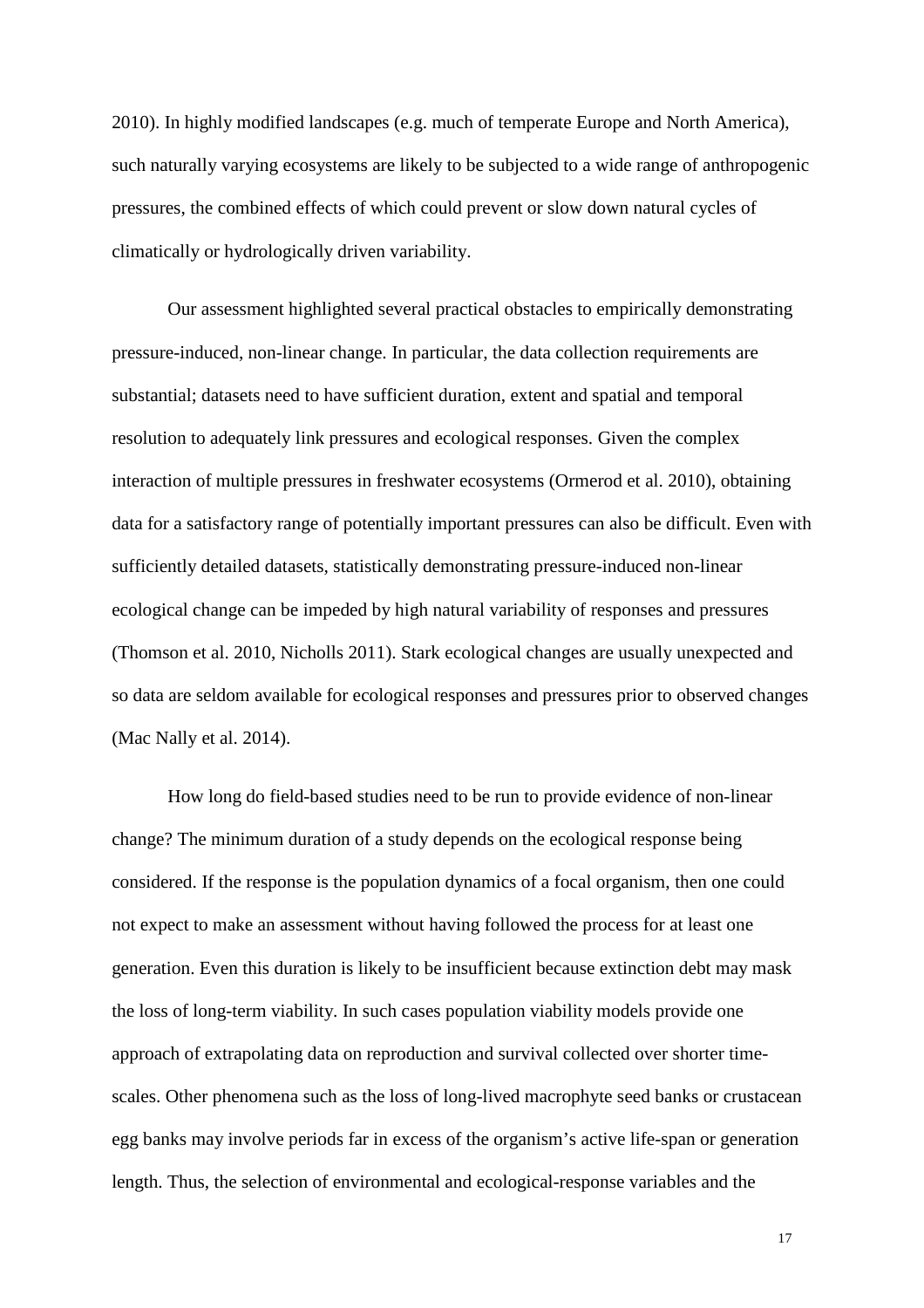2010). In highly modified landscapes (e.g. much of temperate Europe and North America), such naturally varying ecosystems are likely to be subjected to a wide range of anthropogenic pressures, the combined effects of which could prevent or slow down natural cycles of climatically or hydrologically driven variability.

Our assessment highlighted several practical obstacles to empirically demonstrating pressure-induced, non-linear change. In particular, the data collection requirements are substantial; datasets need to have sufficient duration, extent and spatial and temporal resolution to adequately link pressures and ecological responses. Given the complex interaction of multiple pressures in freshwater ecosystems (Ormerod et al. 2010), obtaining data for a satisfactory range of potentially important pressures can also be difficult. Even with sufficiently detailed datasets, statistically demonstrating pressure-induced non-linear ecological change can be impeded by high natural variability of responses and pressures (Thomson et al. 2010, Nicholls 2011). Stark ecological changes are usually unexpected and so data are seldom available for ecological responses and pressures prior to observed changes (Mac Nally et al. 2014).

How long do field-based studies need to be run to provide evidence of non-linear change? The minimum duration of a study depends on the ecological response being considered. If the response is the population dynamics of a focal organism, then one could not expect to make an assessment without having followed the process for at least one generation. Even this duration is likely to be insufficient because extinction debt may mask the loss of long-term viability. In such cases population viability models provide one approach of extrapolating data on reproduction and survival collected over shorter time-scales. Other phenomena such as the loss of long-lived macrophyte seed banks or crustacean egg banks may involve periods far in excess of the organism's active life-span or generation length. Thus, the selection of environmental and ecological-response variables and the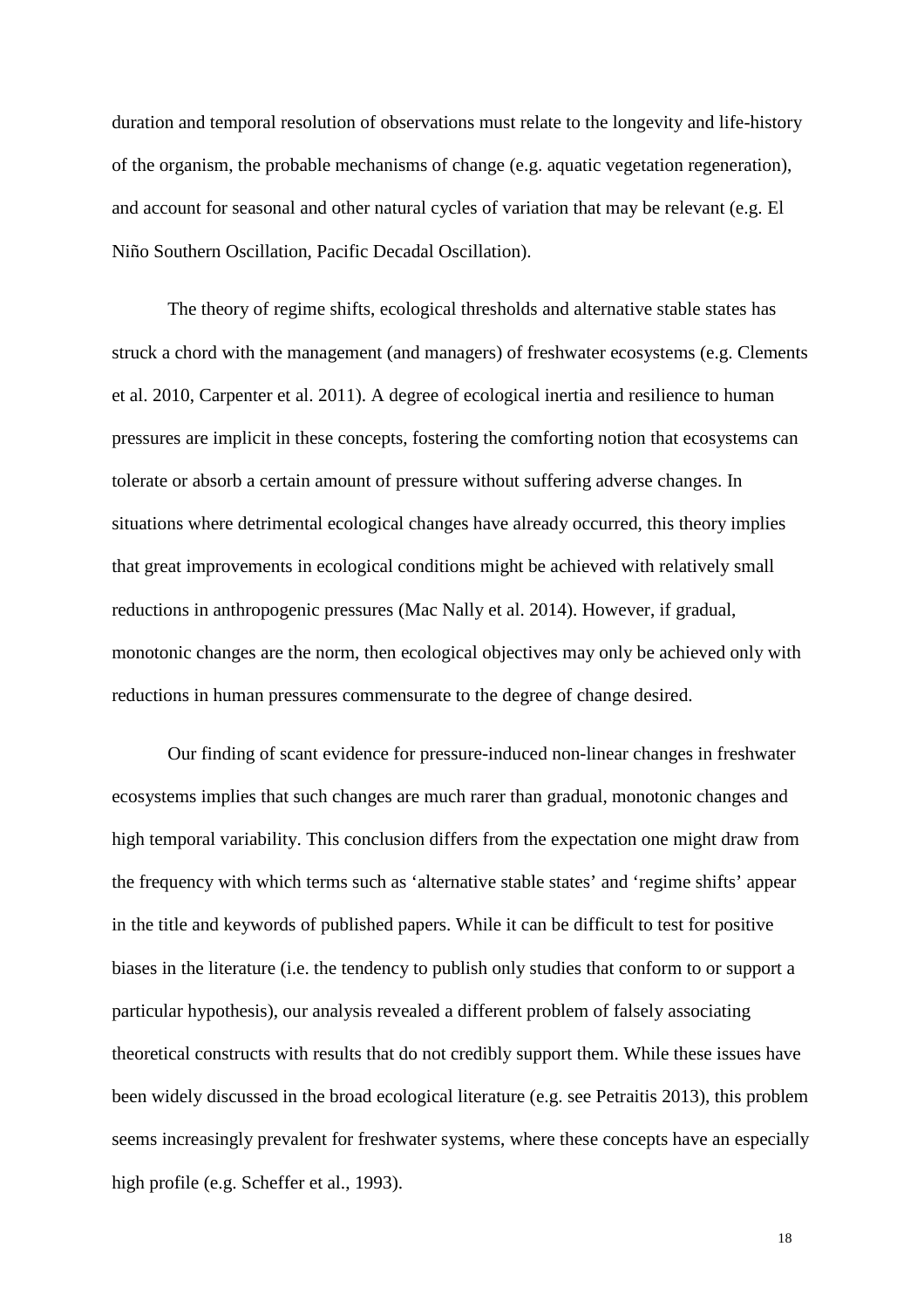duration and temporal resolution of observations must relate to the longevity and life-history of the organism, the probable mechanisms of change (e.g. aquatic vegetation regeneration), and account for seasonal and other natural cycles of variation that may be relevant (e.g. El Niño Southern Oscillation, Pacific Decadal Oscillation).

The theory of regime shifts, ecological thresholds and alternative stable states has struck a chord with the management (and managers) of freshwater ecosystems (e.g. Clements et al. 2010, Carpenter et al. 2011). A degree of ecological inertia and resilience to human pressures are implicit in these concepts, fostering the comforting notion that ecosystems can tolerate or absorb a certain amount of pressure without suffering adverse changes. In situations where detrimental ecological changes have already occurred, this theory implies that great improvements in ecological conditions might be achieved with relatively small reductions in anthropogenic pressures (Mac Nally et al. 2014). However, if gradual, monotonic changes are the norm, then ecological objectives may only be achieved only with reductions in human pressures commensurate to the degree of change desired.

Our finding of scant evidence for pressure-induced non-linear changes in freshwater ecosystems implies that such changes are much rarer than gradual, monotonic changes and high temporal variability. This conclusion differs from the expectation one might draw from the frequency with which terms such as 'alternative stable states' and 'regime shifts' appear in the title and keywords of published papers. While it can be difficult to test for positive biases in the literature (i.e. the tendency to publish only studies that conform to or support a particular hypothesis), our analysis revealed a different problem of falsely associating theoretical constructs with results that do not credibly support them. While these issues have been widely discussed in the broad ecological literature (e.g. see Petraitis 2013), this problem seems increasingly prevalent for freshwater systems, where these concepts have an especially high profile (e.g. Scheffer et al., 1993).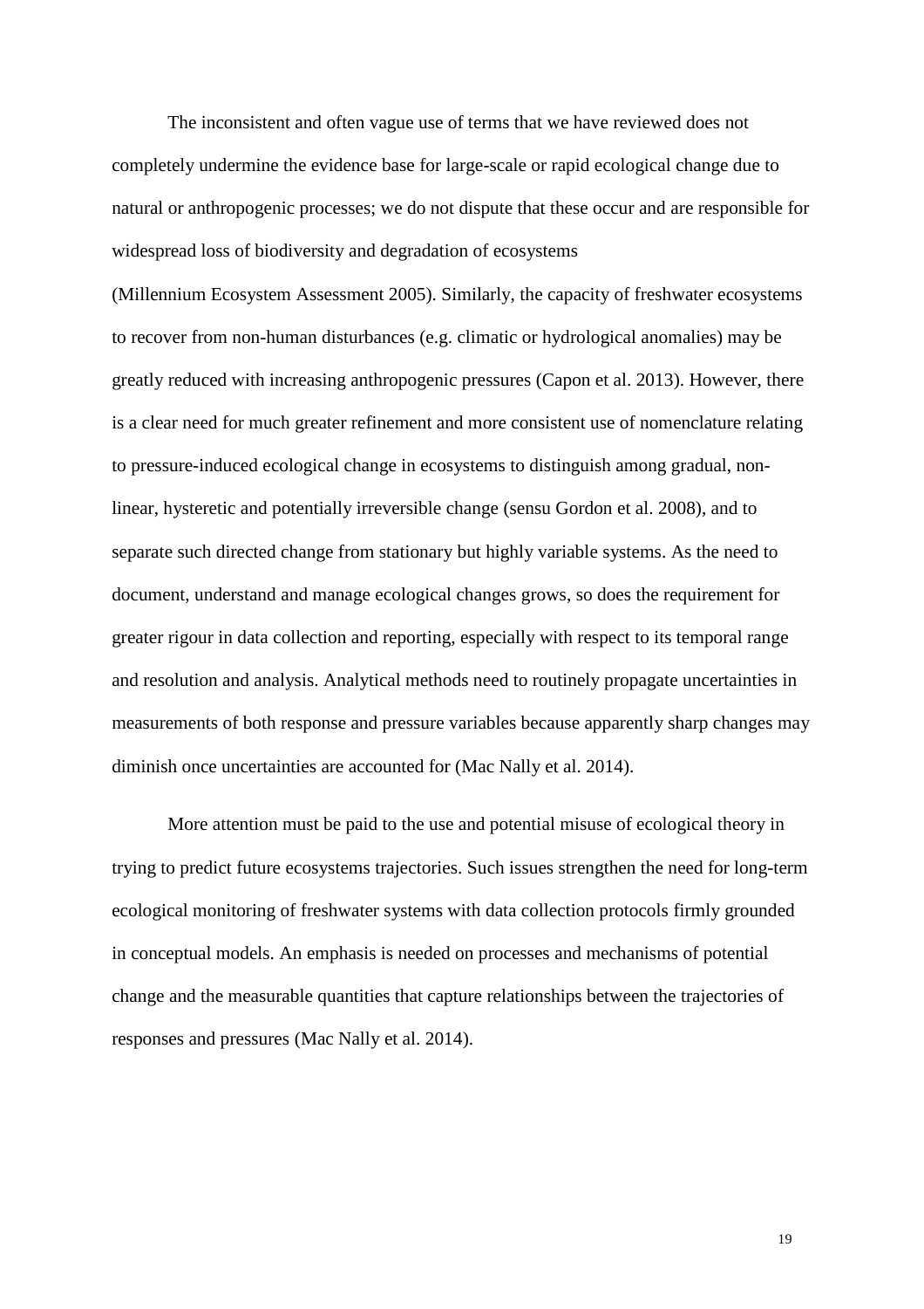The inconsistent and often vague use of terms that we have reviewed does not completely undermine the evidence base for large-scale or rapid ecological change due to natural or anthropogenic processes; we do not dispute that these occur and are responsible for widespread loss of biodiversity and degradation of ecosystems (Millennium Ecosystem Assessment 2005). Similarly, the capacity of freshwater ecosystems to recover from non-human disturbances (e.g. climatic or hydrological anomalies) may be greatly reduced with increasing anthropogenic pressures (Capon et al. 2013). However, there is a clear need for much greater refinement and more consistent use of nomenclature relating to pressure-induced ecological change in ecosystems to distinguish among gradual, non-linear, hysteretic and potentially irreversible change (sensu Gordon et al. 2008), and to separate such directed change from stationary but highly variable systems. As the need to document, understand and manage ecological changes grows, so does the requirement for greater rigour in data collection and reporting, especially with respect to its temporal range and resolution and analysis. Analytical methods need to routinely propagate uncertainties in measurements of both response and pressure variables because apparently sharp changes may diminish once uncertainties are accounted for (Mac Nally et al. 2014).

More attention must be paid to the use and potential misuse of ecological theory in trying to predict future ecosystems trajectories. Such issues strengthen the need for long-term ecological monitoring of freshwater systems with data collection protocols firmly grounded in conceptual models. An emphasis is needed on processes and mechanisms of potential change and the measurable quantities that capture relationships between the trajectories of responses and pressures (Mac Nally et al. 2014).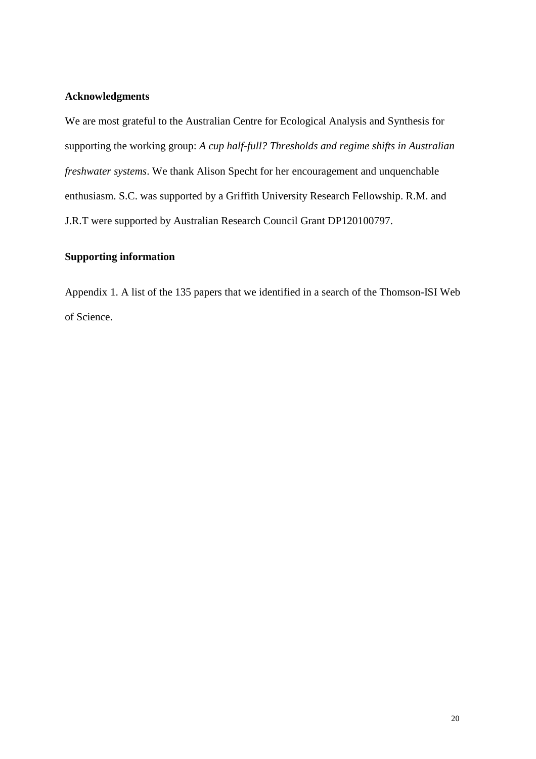**Acknowledgments**

We are most grateful to the Australian Centre for Ecological Analysis and Synthesis for supporting the working group: *A cup half-full? Thresholds and regime shifts in Australian freshwater systems*. We thank Alison Specht for her encouragement and unquenchable enthusiasm. S.C. was supported by a Griffith University Research Fellowship. R.M. and J.R.T were supported by Australian Research Council Grant DP120100797.

**Supporting information**

Appendix 1. A list of the 135 papers that we identified in a search of the Thomson-ISI Web of Science.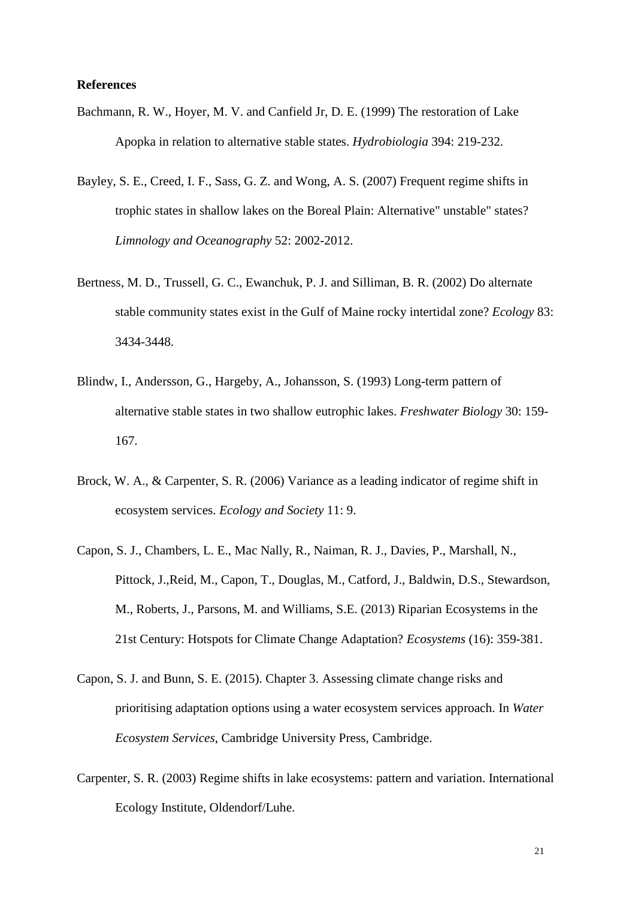**References**

Bachmann, R. W., Hoyer, M. V. and Canfield Jr, D. E. (1999) The restoration of Lake Apopka in relation to alternative stable states. *Hydrobiologia* 394: 219-232.

Bayley, S. E., Creed, I. F., Sass, G. Z. and Wong, A. S. (2007) Frequent regime shifts in trophic states in shallow lakes on the Boreal Plain: Alternative" unstable" states? *Limnology and Oceanography* 52: 2002-2012.

Bertness, M. D., Trussell, G. C., Ewanchuk, P. J. and Silliman, B. R. (2002) Do alternate stable community states exist in the Gulf of Maine rocky intertidal zone? *Ecology* 83: 3434-3448.

Blindw, I., Andersson, G., Hargeby, A., Johansson, S. (1993) Long-term pattern of alternative stable states in two shallow eutrophic lakes. *Freshwater Biology* 30: 159-167.

Brock, W. A., & Carpenter, S. R. (2006) Variance as a leading indicator of regime shift in ecosystem services. *Ecology and Society* 11: 9.

Capon, S. J., Chambers, L. E., Mac Nally, R., Naiman, R. J., Davies, P., Marshall, N., Pittock, J.,Reid, M., Capon, T., Douglas, M., Catford, J., Baldwin, D.S., Stewardson, M., Roberts, J., Parsons, M. and Williams, S.E. (2013) Riparian Ecosystems in the 21st Century: Hotspots for Climate Change Adaptation? *Ecosystems* (16): 359-381.

Capon, S. J. and Bunn, S. E. (2015). Chapter 3. Assessing climate change risks and prioritising adaptation options using a water ecosystem services approach. In *Water Ecosystem Services*, Cambridge University Press, Cambridge.

Carpenter, S. R. (2003) Regime shifts in lake ecosystems: pattern and variation. International Ecology Institute, Oldendorf/Luhe.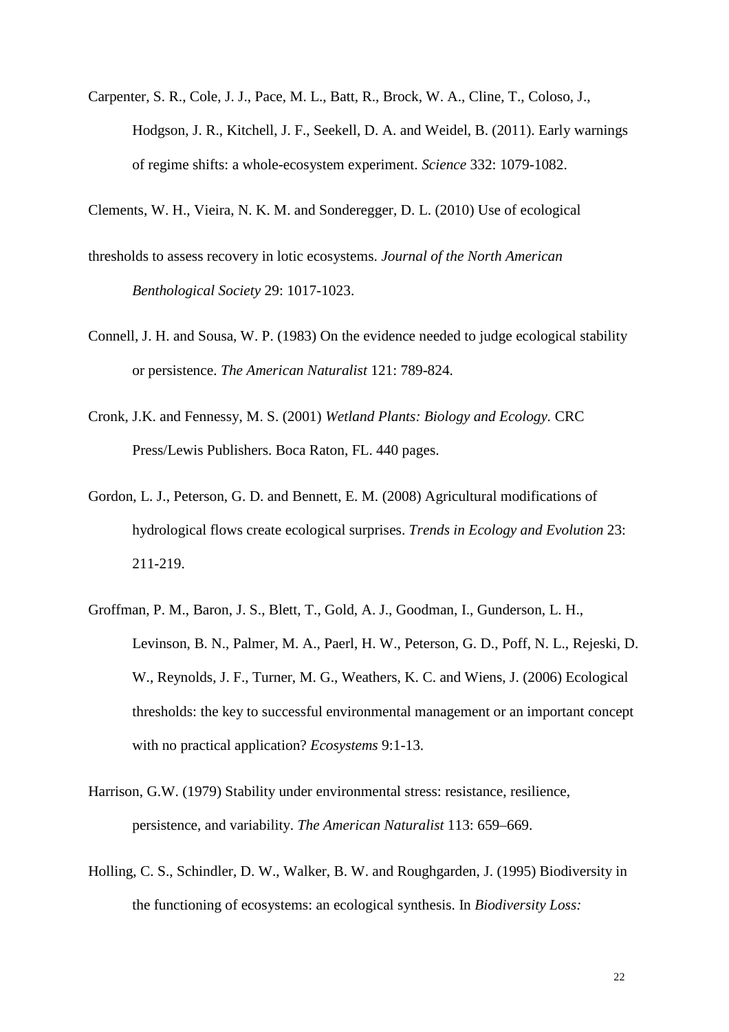Carpenter, S. R., Cole, J. J., Pace, M. L., Batt, R., Brock, W. A., Cline, T., Coloso, J., Hodgson, J. R., Kitchell, J. F., Seekell, D. A. and Weidel, B. (2011). Early warnings of regime shifts: a whole-ecosystem experiment. *Science* 332: 1079-1082.

Clements, W. H., Vieira, N. K. M. and Sonderegger, D. L. (2010) Use of ecological thresholds to assess recovery in lotic ecosystems. *Journal of the North American Benthological Society* 29: 1017-1023.

Connell, J. H. and Sousa, W. P. (1983) On the evidence needed to judge ecological stability or persistence. *The American Naturalist* 121: 789-824.

Cronk, J.K. and Fennessy, M. S. (2001) *Wetland Plants: Biology and Ecology.* CRC Press/Lewis Publishers. Boca Raton, FL. 440 pages.

Gordon, L. J., Peterson, G. D. and Bennett, E. M. (2008) Agricultural modifications of hydrological flows create ecological surprises. *Trends in Ecology and Evolution* 23: 211-219.

Groffman, P. M., Baron, J. S., Blett, T., Gold, A. J., Goodman, I., Gunderson, L. H., Levinson, B. N., Palmer, M. A., Paerl, H. W., Peterson, G. D., Poff, N. L., Rejeski, D. W., Reynolds, J. F., Turner, M. G., Weathers, K. C. and Wiens, J. (2006) Ecological thresholds: the key to successful environmental management or an important concept with no practical application? *Ecosystems* 9:1-13.

Harrison, G.W. (1979) Stability under environmental stress: resistance, resilience, persistence, and variability. *The American Naturalist* 113: 659–669.

Holling, C. S., Schindler, D. W., Walker, B. W. and Roughgarden, J. (1995) Biodiversity in the functioning of ecosystems: an ecological synthesis. In *Biodiversity Loss:*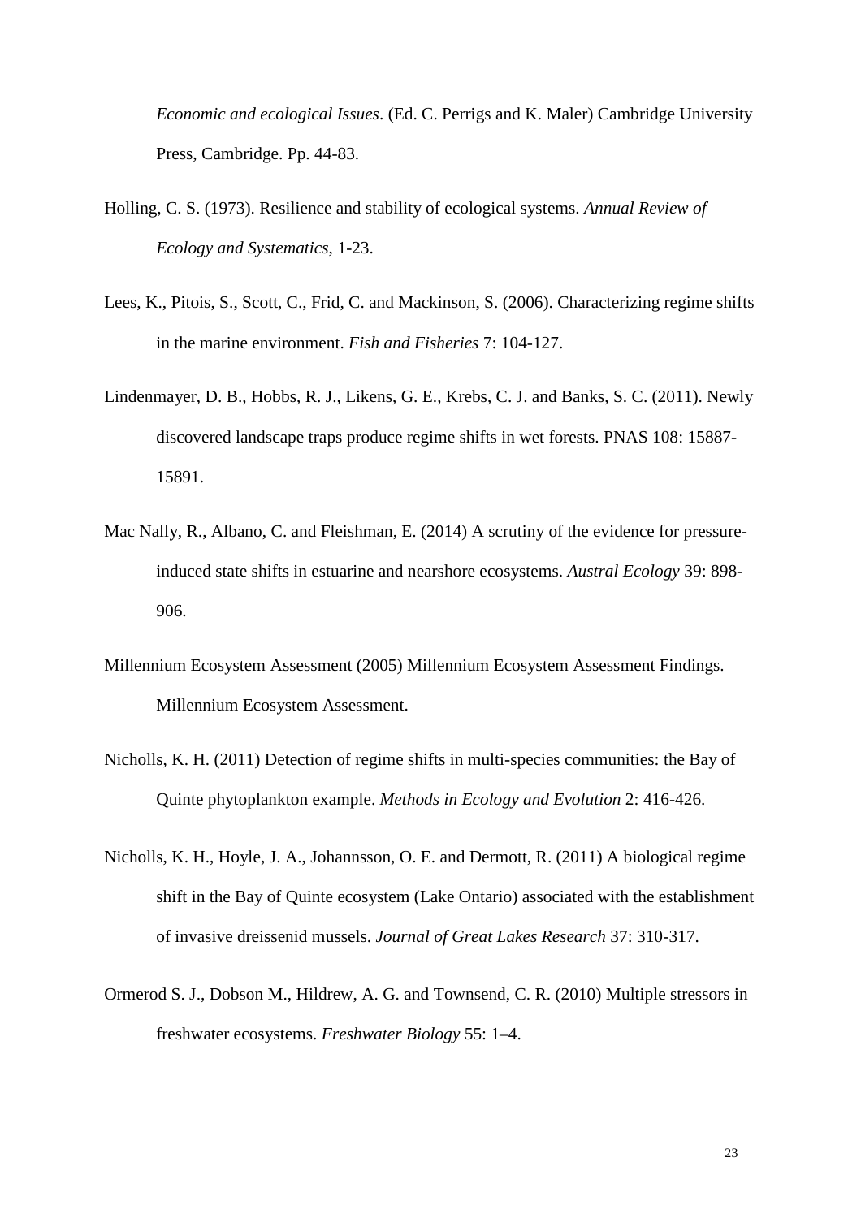*Economic and ecological Issues*. (Ed. C. Perrigs and K. Maler) Cambridge University Press, Cambridge. Pp. 44-83.

Holling, C. S. (1973). Resilience and stability of ecological systems. *Annual Review of Ecology and Systematics*, 1-23.

Lees, K., Pitois, S., Scott, C., Frid, C. and Mackinson, S. (2006). Characterizing regime shifts in the marine environment. *Fish and Fisheries* 7: 104-127.

Lindenmayer, D. B., Hobbs, R. J., Likens, G. E., Krebs, C. J. and Banks, S. C. (2011). Newly discovered landscape traps produce regime shifts in wet forests. PNAS 108: 15887-15891.

Mac Nally, R., Albano, C. and Fleishman, E. (2014) A scrutiny of the evidence for pressure-induced state shifts in estuarine and nearshore ecosystems. *Austral Ecology* 39: 898-906.

Millennium Ecosystem Assessment (2005) Millennium Ecosystem Assessment Findings. Millennium Ecosystem Assessment.

Nicholls, K. H. (2011) Detection of regime shifts in multi-species communities: the Bay of Quinte phytoplankton example. *Methods in Ecology and Evolution* 2: 416-426.

Nicholls, K. H., Hoyle, J. A., Johannsson, O. E. and Dermott, R. (2011) A biological regime shift in the Bay of Quinte ecosystem (Lake Ontario) associated with the establishment of invasive dreissenid mussels. *Journal of Great Lakes Research* 37: 310-317.

Ormerod S. J., Dobson M., Hildrew, A. G. and Townsend, C. R. (2010) Multiple stressors in freshwater ecosystems. *Freshwater Biology* 55: 1–4.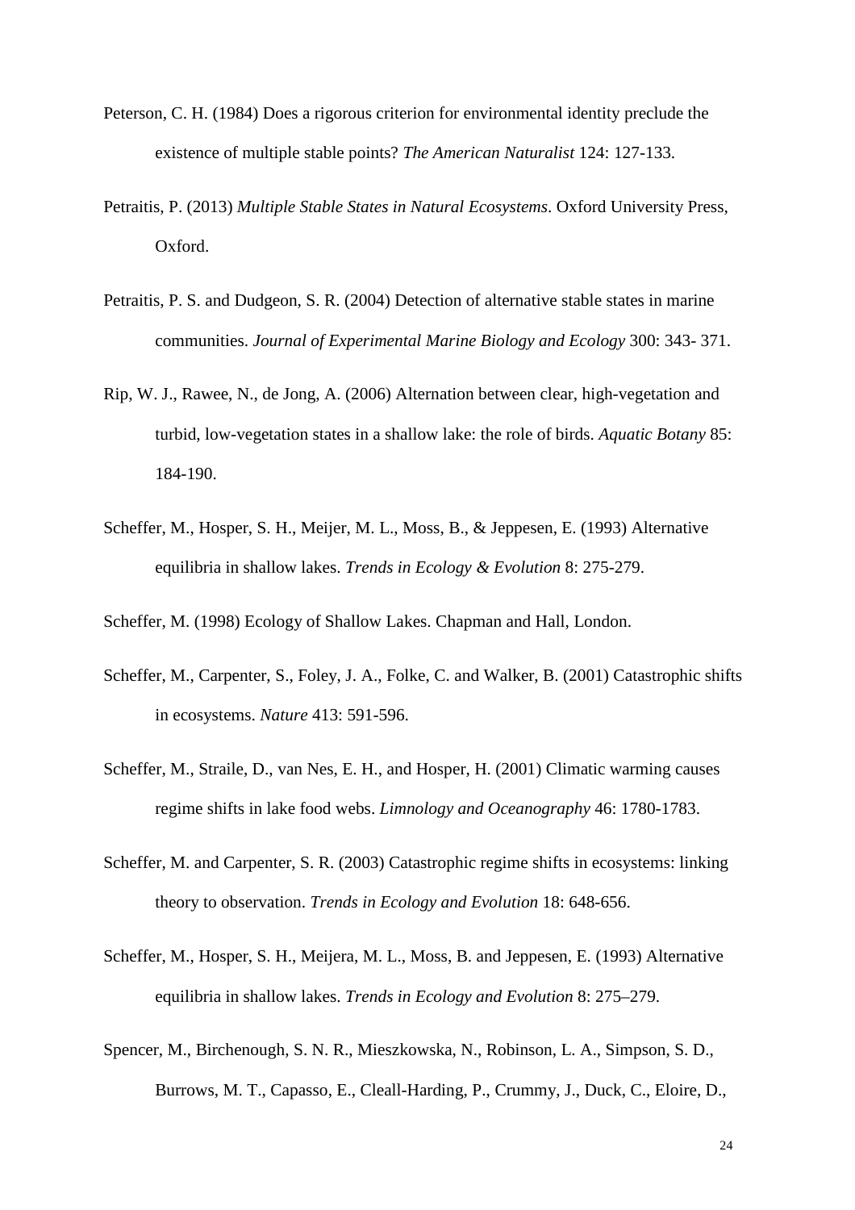Peterson, C. H. (1984) Does a rigorous criterion for environmental identity preclude the existence of multiple stable points? *The American Naturalist* 124: 127-133.

Petraitis, P. (2013) *Multiple Stable States in Natural Ecosystems*. Oxford University Press, Oxford.

Petraitis, P. S. and Dudgeon, S. R. (2004) Detection of alternative stable states in marine communities. *Journal of Experimental Marine Biology and Ecology* 300: 343- 371.

Rip, W. J., Rawee, N., de Jong, A. (2006) Alternation between clear, high-vegetation and turbid, low-vegetation states in a shallow lake: the role of birds. *Aquatic Botany* 85: 184-190.

Scheffer, M., Hosper, S. H., Meijer, M. L., Moss, B., & Jeppesen, E. (1993) Alternative equilibria in shallow lakes. *Trends in Ecology & Evolution* 8: 275-279.

Scheffer, M. (1998) Ecology of Shallow Lakes. Chapman and Hall, London.

Scheffer, M., Carpenter, S., Foley, J. A., Folke, C. and Walker, B. (2001) Catastrophic shifts in ecosystems. *Nature* 413: 591-596.

Scheffer, M., Straile, D., van Nes, E. H., and Hosper, H. (2001) Climatic warming causes regime shifts in lake food webs. *Limnology and Oceanography* 46: 1780-1783.

Scheffer, M. and Carpenter, S. R. (2003) Catastrophic regime shifts in ecosystems: linking theory to observation. *Trends in Ecology and Evolution* 18: 648-656.

Scheffer, M., Hosper, S. H., Meijera, M. L., Moss, B. and Jeppesen, E. (1993) Alternative equilibria in shallow lakes. *Trends in Ecology and Evolution* 8: 275–279.

Spencer, M., Birchenough, S. N. R., Mieszkowska, N., Robinson, L. A., Simpson, S. D., Burrows, M. T., Capasso, E., Cleall-Harding, P., Crummy, J., Duck, C., Eloire, D.,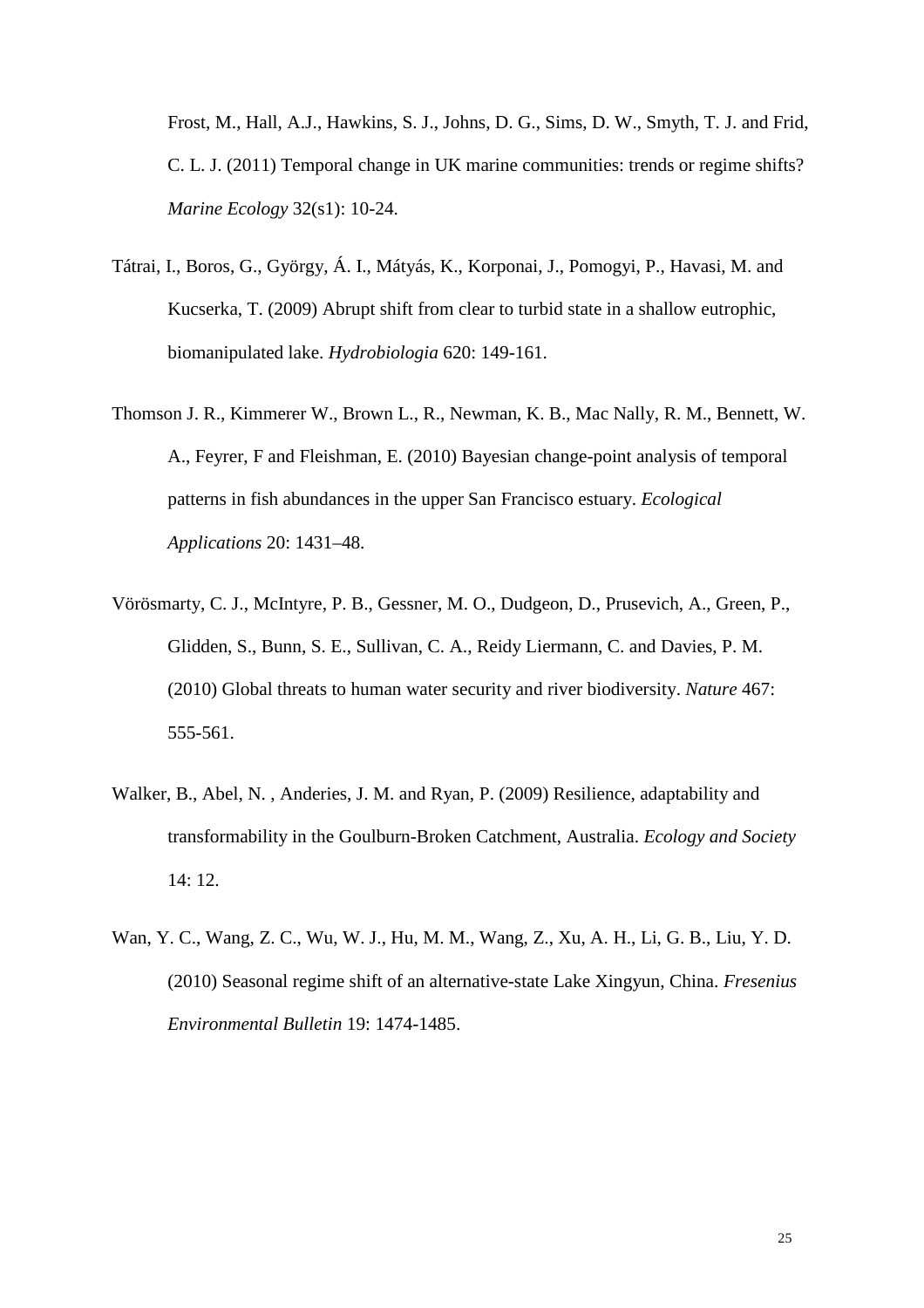Frost, M., Hall, A.J., Hawkins, S. J., Johns, D. G., Sims, D. W., Smyth, T. J. and Frid, C. L. J. (2011) Temporal change in UK marine communities: trends or regime shifts? *Marine Ecology* 32(s1): 10-24.

Tátrai, I., Boros, G., György, Á. I., Mátyás, K., Korponai, J., Pomogyi, P., Havasi, M. and Kucserka, T. (2009) Abrupt shift from clear to turbid state in a shallow eutrophic, biomanipulated lake. *Hydrobiologia* 620: 149-161.

Thomson J. R., Kimmerer W., Brown L., R., Newman, K. B., Mac Nally, R. M., Bennett, W. A., Feyrer, F and Fleishman, E. (2010) Bayesian change-point analysis of temporal patterns in fish abundances in the upper San Francisco estuary. *Ecological Applications* 20: 1431–48.

Vörösmarty, C. J., McIntyre, P. B., Gessner, M. O., Dudgeon, D., Prusevich, A., Green, P., Glidden, S., Bunn, S. E., Sullivan, C. A., Reidy Liermann, C. and Davies, P. M. (2010) Global threats to human water security and river biodiversity. *Nature* 467: 555-561.

Walker, B., Abel, N. , Anderies, J. M. and Ryan, P. (2009) Resilience, adaptability and transformability in the Goulburn-Broken Catchment, Australia. *Ecology and Society* 14: 12.

Wan, Y. C., Wang, Z. C., Wu, W. J., Hu, M. M., Wang, Z., Xu, A. H., Li, G. B., Liu, Y. D. (2010) Seasonal regime shift of an alternative-state Lake Xingyun, China. *Fresenius Environmental Bulletin* 19: 1474-1485.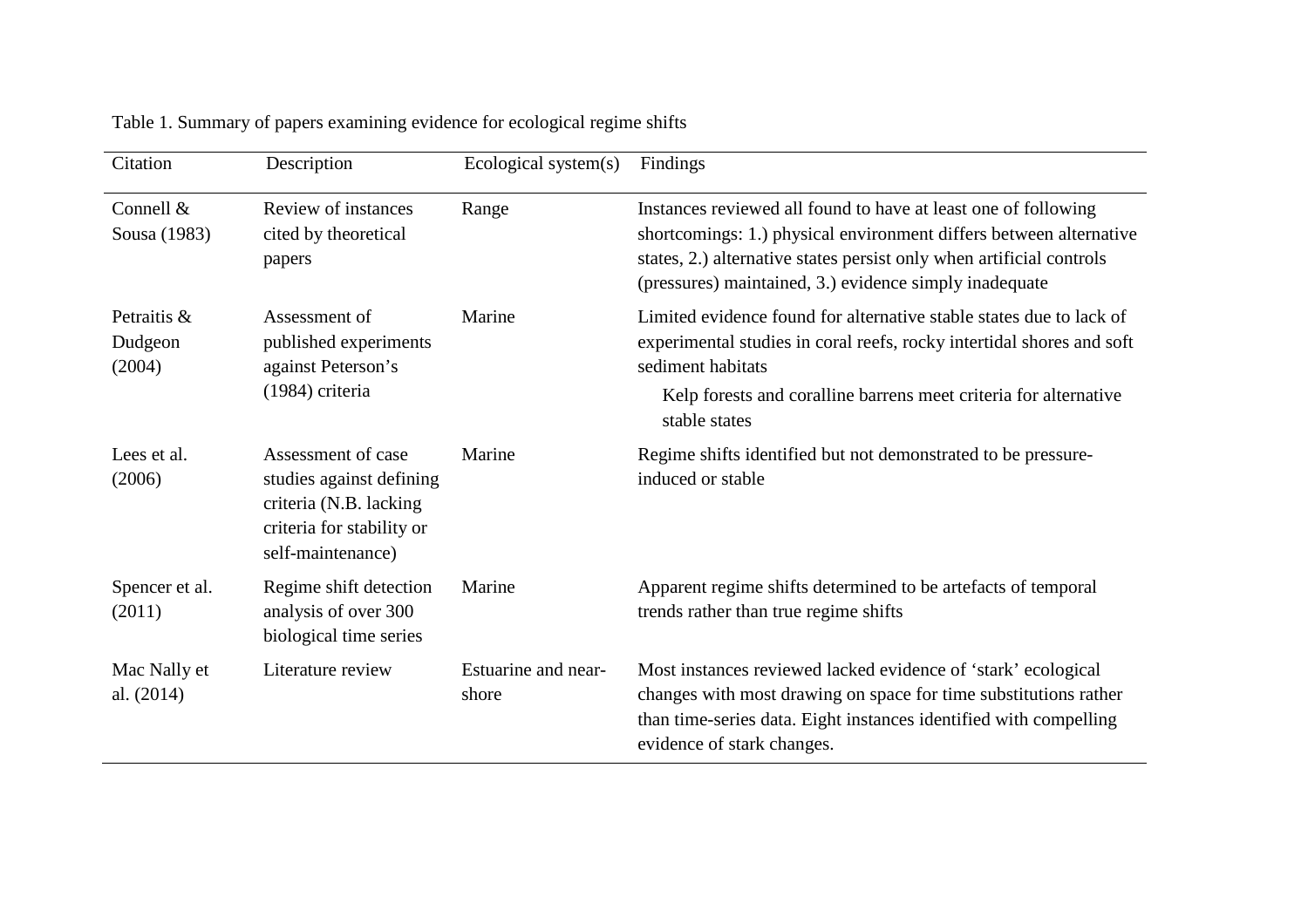Table 1. Summary of papers examining evidence for ecological regime shifts

| Citation | Description | Ecological system(s) | Findings |
| --- | --- | --- | --- |
| Connell & Sousa (1983) | Review of instances cited by theoretical papers | Range | Instances reviewed all found to have at least one of following shortcomings: 1.) physical environment differs between alternative states, 2.) alternative states persist only when artificial controls (pressures) maintained, 3.) evidence simply inadequate |
| Petraitis & Dudgeon (2004) | Assessment of published experiments against Peterson's (1984) criteria | Marine | Limited evidence found for alternative stable states due to lack of experimental studies in coral reefs, rocky intertidal shores and soft sediment habitats<br>Kelp forests and coralline barrens meet criteria for alternative stable states |
| Lees et al. (2006) | Assessment of case studies against defining criteria (N.B. lacking criteria for stability or self-maintenance) | Marine | Regime shifts identified but not demonstrated to be pressure-induced or stable |
| Spencer et al. (2011) | Regime shift detection analysis of over 300 biological time series | Marine | Apparent regime shifts determined to be artefacts of temporal trends rather than true regime shifts |
| Mac Nally et al. (2014) | Literature review | Estuarine and near-shore | Most instances reviewed lacked evidence of 'stark' ecological changes with most drawing on space for time substitutions rather than time-series data. Eight instances identified with compelling evidence of stark changes. |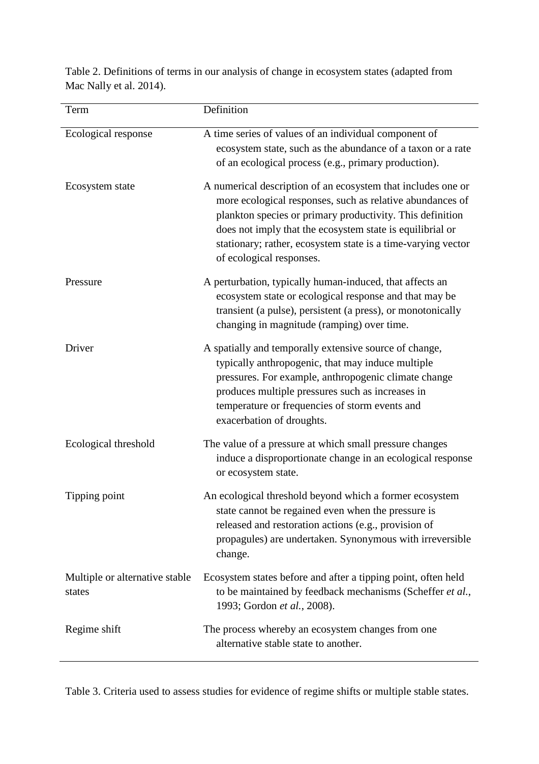Table 2. Definitions of terms in our analysis of change in ecosystem states (adapted from Mac Nally et al. 2014).

| Term | Definition |
| --- | --- |
| Ecological response | A time series of values of an individual component of ecosystem state, such as the abundance of a taxon or a rate of an ecological process (e.g., primary production). |
| Ecosystem state | A numerical description of an ecosystem that includes one or more ecological responses, such as relative abundances of plankton species or primary productivity. This definition does not imply that the ecosystem state is equilibrial or stationary; rather, ecosystem state is a time-varying vector of ecological responses. |
| Pressure | A perturbation, typically human-induced, that affects an ecosystem state or ecological response and that may be transient (a pulse), persistent (a press), or monotonically changing in magnitude (ramping) over time. |
| Driver | A spatially and temporally extensive source of change, typically anthropogenic, that may induce multiple pressures. For example, anthropogenic climate change produces multiple pressures such as increases in temperature or frequencies of storm events and exacerbation of droughts. |
| Ecological threshold | The value of a pressure at which small pressure changes induce a disproportionate change in an ecological response or ecosystem state. |
| Tipping point | An ecological threshold beyond which a former ecosystem state cannot be regained even when the pressure is released and restoration actions (e.g., provision of propagules) are undertaken. Synonymous with irreversible change. |
| Multiple or alternative stable states | Ecosystem states before and after a tipping point, often held to be maintained by feedback mechanisms (Scheffer *et al.*, 1993; Gordon *et al.*, 2008). |
| Regime shift | The process whereby an ecosystem changes from one alternative stable state to another. |

Table 3. Criteria used to assess studies for evidence of regime shifts or multiple stable states.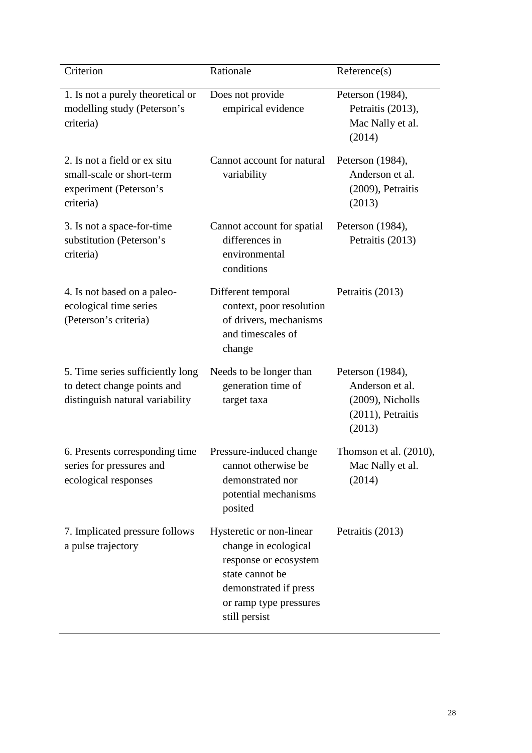| Criterion | Rationale | Reference(s) |
|---|---|---|
| 1. Is not a purely theoretical or modelling study (Peterson's criteria) | Does not provide empirical evidence | Peterson (1984), Petraitis (2013), Mac Nally et al. (2014) |
| 2. Is not a field or ex situ small-scale or short-term experiment (Peterson's criteria) | Cannot account for natural variability | Peterson (1984), Anderson et al. (2009), Petraitis (2013) |
| 3. Is not a space-for-time substitution (Peterson's criteria) | Cannot account for spatial differences in environmental conditions | Peterson (1984), Petraitis (2013) |
| 4. Is not based on a paleo-ecological time series (Peterson's criteria) | Different temporal context, poor resolution of drivers, mechanisms and timescales of change | Petraitis (2013) |
| 5. Time series sufficiently long to detect change points and distinguish natural variability | Needs to be longer than generation time of target taxa | Peterson (1984), Anderson et al. (2009), Nicholls (2011), Petraitis (2013) |
| 6. Presents corresponding time series for pressures and ecological responses | Pressure-induced change cannot otherwise be demonstrated nor potential mechanisms posited | Thomson et al. (2010), Mac Nally et al. (2014) |
| 7. Implicated pressure follows a pulse trajectory | Hysteretic or non-linear change in ecological response or ecosystem state cannot be demonstrated if press or ramp type pressures still persist | Petraitis (2013) |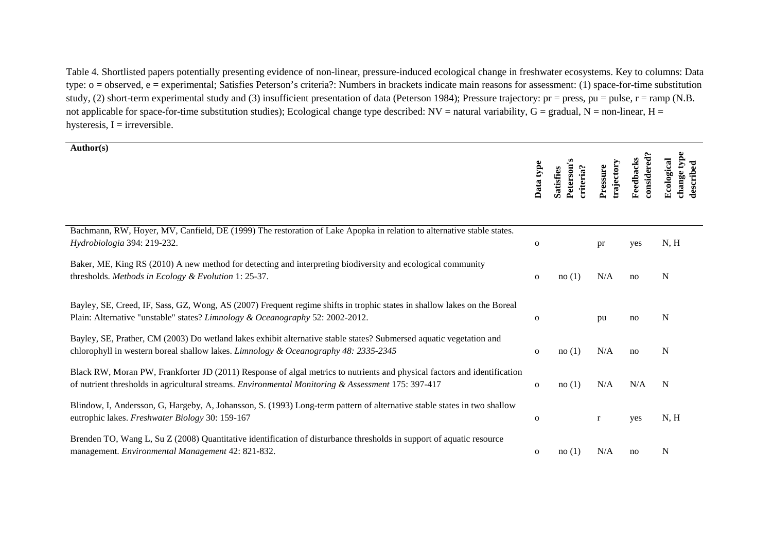Table 4. Shortlisted papers potentially presenting evidence of non-linear, pressure-induced ecological change in freshwater ecosystems. Key to columns: Data type: o = observed, e = experimental; Satisfies Peterson's criteria?: Numbers in brackets indicate main reasons for assessment: (1) space-for-time substitution study, (2) short-term experimental study and (3) insufficient presentation of data (Peterson 1984); Pressure trajectory: pr = press, pu = pulse, r = ramp (N.B. not applicable for space-for-time substitution studies); Ecological change type described: NV = natural variability, G = gradual, N = non-linear, H = hysteresis, I = irreversible.

| Author(s) | Data type | Satisfies Peterson's criteria? | Pressure trajectory | Feedbacks considered? | Ecological change type described |
|---|---|---|---|---|---|
| Bachmann, RW, Hoyer, MV, Canfield, DE (1999) The restoration of Lake Apopka in relation to alternative stable states. *Hydrobiologia* 394: 219-232. | o | | pr | yes | N, H |
| Baker, ME, King RS (2010) A new method for detecting and interpreting biodiversity and ecological community thresholds. *Methods in Ecology & Evolution* 1: 25-37. | o | no (1) | N/A | no | N |
| Bayley, SE, Creed, IF, Sass, GZ, Wong, AS (2007) Frequent regime shifts in trophic states in shallow lakes on the Boreal Plain: Alternative "unstable" states? *Limnology & Oceanography* 52: 2002-2012. | o | | pu | no | N |
| Bayley, SE, Prather, CM (2003) Do wetland lakes exhibit alternative stable states? Submersed aquatic vegetation and chlorophyll in western boreal shallow lakes. *Limnology & Oceanography 48: 2335-2345* | o | no (1) | N/A | no | N |
| Black RW, Moran PW, Frankforter JD (2011) Response of algal metrics to nutrients and physical factors and identification of nutrient thresholds in agricultural streams. *Environmental Monitoring & Assessment* 175: 397-417 | o | no (1) | N/A | N/A | N |
| Blindow, I, Andersson, G, Hargeby, A, Johansson, S. (1993) Long-term pattern of alternative stable states in two shallow eutrophic lakes. *Freshwater Biology* 30: 159-167 | o | | r | yes | N, H |
| Brenden TO, Wang L, Su Z (2008) Quantitative identification of disturbance thresholds in support of aquatic resource management. *Environmental Management* 42: 821-832. | o | no (1) | N/A | no | N |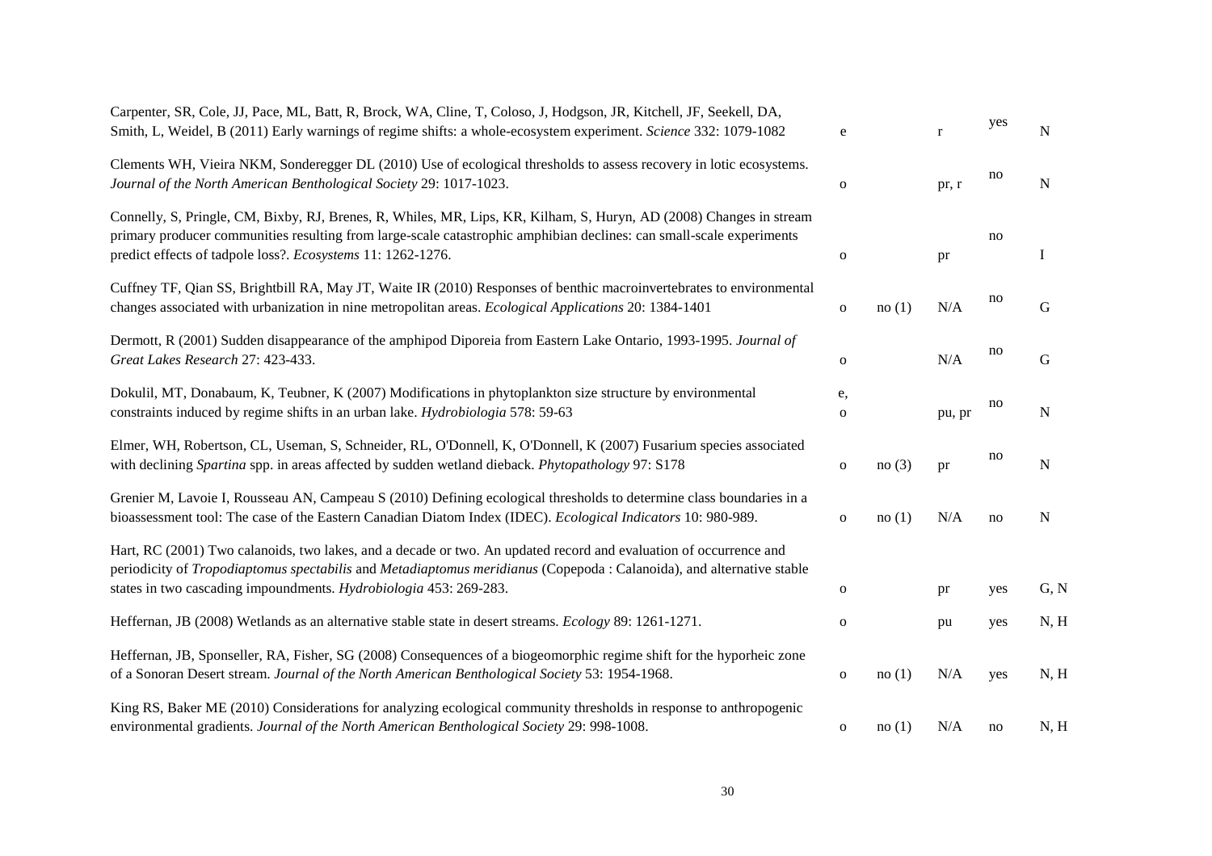| | | | | | |
|---|---|---|---|---|---|
| Carpenter, SR, Cole, JJ, Pace, ML, Batt, R, Brock, WA, Cline, T, Coloso, J, Hodgson, JR, Kitchell, JF, Seekell, DA, Smith, L, Weidel, B (2011) Early warnings of regime shifts: a whole-ecosystem experiment. *Science* 332: 1079-1082 | e | | r | yes | N |
| Clements WH, Vieira NKM, Sonderegger DL (2010) Use of ecological thresholds to assess recovery in lotic ecosystems. *Journal of the North American Benthological Society* 29: 1017-1023. | o | | pr, r | no | N |
| Connelly, S, Pringle, CM, Bixby, RJ, Brenes, R, Whiles, MR, Lips, KR, Kilham, S, Huryn, AD (2008) Changes in stream primary producer communities resulting from large-scale catastrophic amphibian declines: can small-scale experiments predict effects of tadpole loss?. *Ecosystems* 11: 1262-1276. | o | | pr | no | I |
| Cuffney TF, Qian SS, Brightbill RA, May JT, Waite IR (2010) Responses of benthic macroinvertebrates to environmental changes associated with urbanization in nine metropolitan areas. *Ecological Applications* 20: 1384-1401 | o | no (1) | N/A | no | G |
| Dermott, R (2001) Sudden disappearance of the amphipod Diporeia from Eastern Lake Ontario, 1993-1995. *Journal of Great Lakes Research* 27: 423-433. | o | | N/A | no | G |
| Dokulil, MT, Donabaum, K, Teubner, K (2007) Modifications in phytoplankton size structure by environmental constraints induced by regime shifts in an urban lake. *Hydrobiologia* 578: 59-63 | e, o | | pu, pr | no | N |
| Elmer, WH, Robertson, CL, Useman, S, Schneider, RL, O'Donnell, K, O'Donnell, K (2007) Fusarium species associated with declining *Spartina* spp. in areas affected by sudden wetland dieback. *Phytopathology* 97: S178 | o | no (3) | pr | no | N |
| Grenier M, Lavoie I, Rousseau AN, Campeau S (2010) Defining ecological thresholds to determine class boundaries in a bioassessment tool: The case of the Eastern Canadian Diatom Index (IDEC). *Ecological Indicators* 10: 980-989. | o | no (1) | N/A | no | N |
| Hart, RC (2001) Two calanoids, two lakes, and a decade or two. An updated record and evaluation of occurrence and periodicity of *Tropodiaptomus spectabilis* and *Metadiaptomus meridianus* (Copepoda : Calanoida), and alternative stable states in two cascading impoundments. *Hydrobiologia* 453: 269-283. | o | | pr | yes | G, N |
| Heffernan, JB (2008) Wetlands as an alternative stable state in desert streams. *Ecology* 89: 1261-1271. | o | | pu | yes | N, H |
| Heffernan, JB, Sponseller, RA, Fisher, SG (2008) Consequences of a biogeomorphic regime shift for the hyporheic zone of a Sonoran Desert stream. *Journal of the North American Benthological Society* 53: 1954-1968. | o | no (1) | N/A | yes | N, H |
| King RS, Baker ME (2010) Considerations for analyzing ecological community thresholds in response to anthropogenic environmental gradients. *Journal of the North American Benthological Society* 29: 998-1008. | o | no (1) | N/A | no | N, H |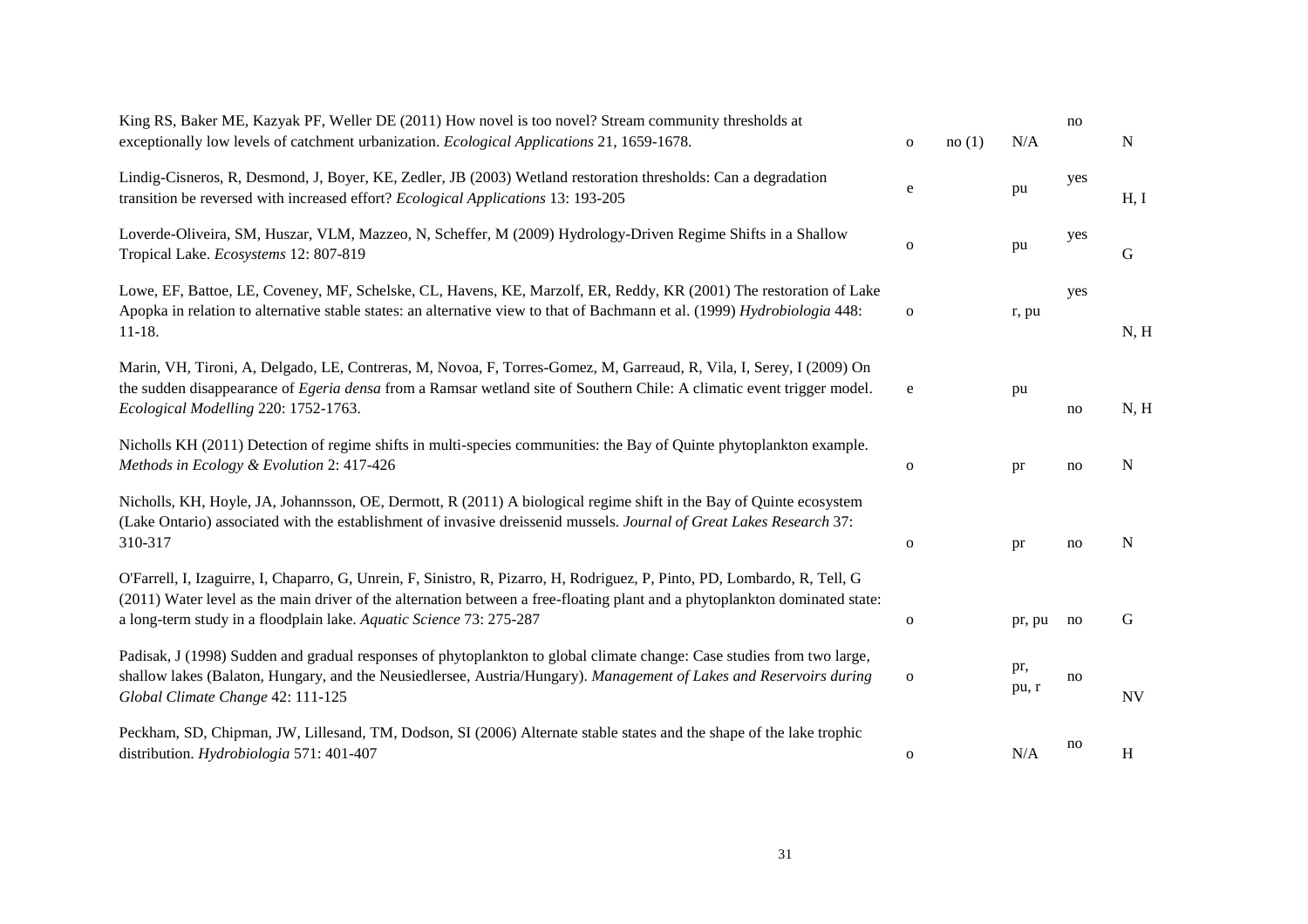| | | | | | |
|---|---|---|---|---|---|
| King RS, Baker ME, Kazyak PF, Weller DE (2011) How novel is too novel? Stream community thresholds at exceptionally low levels of catchment urbanization. *Ecological Applications* 21, 1659-1678. | o | no (1) | N/A | no | N |
| Lindig-Cisneros, R, Desmond, J, Boyer, KE, Zedler, JB (2003) Wetland restoration thresholds: Can a degradation transition be reversed with increased effort? *Ecological Applications* 13: 193-205 | e | | pu | yes | H, I |
| Loverde-Oliveira, SM, Huszar, VLM, Mazzeo, N, Scheffer, M (2009) Hydrology-Driven Regime Shifts in a Shallow Tropical Lake. *Ecosystems* 12: 807-819 | o | | pu | yes | G |
| Lowe, EF, Battoe, LE, Coveney, MF, Schelske, CL, Havens, KE, Marzolf, ER, Reddy, KR (2001) The restoration of Lake Apopka in relation to alternative stable states: an alternative view to that of Bachmann et al. (1999) *Hydrobiologia* 448: 11-18. | o | | r, pu | yes | N, H |
| Marin, VH, Tironi, A, Delgado, LE, Contreras, M, Novoa, F, Torres-Gomez, M, Garreaud, R, Vila, I, Serey, I (2009) On the sudden disappearance of *Egeria densa* from a Ramsar wetland site of Southern Chile: A climatic event trigger model. *Ecological Modelling* 220: 1752-1763. | e | | pu | no | N, H |
| Nicholls KH (2011) Detection of regime shifts in multi-species communities: the Bay of Quinte phytoplankton example. *Methods in Ecology & Evolution* 2: 417-426 | o | | pr | no | N |
| Nicholls, KH, Hoyle, JA, Johannsson, OE, Dermott, R (2011) A biological regime shift in the Bay of Quinte ecosystem (Lake Ontario) associated with the establishment of invasive dreissenid mussels. *Journal of Great Lakes Research* 37: 310-317 | o | | pr | no | N |
| O'Farrell, I, Izaguirre, I, Chaparro, G, Unrein, F, Sinistro, R, Pizarro, H, Rodriguez, P, Pinto, PD, Lombardo, R, Tell, G (2011) Water level as the main driver of the alternation between a free-floating plant and a phytoplankton dominated state: a long-term study in a floodplain lake. *Aquatic Science* 73: 275-287 | o | | pr, pu | no | G |
| Padisak, J (1998) Sudden and gradual responses of phytoplankton to global climate change: Case studies from two large, shallow lakes (Balaton, Hungary, and the Neusiedlersee, Austria/Hungary). *Management of Lakes and Reservoirs during Global Climate Change* 42: 111-125 | o | | pr, pu, r | no | NV |
| Peckham, SD, Chipman, JW, Lillesand, TM, Dodson, SI (2006) Alternate stable states and the shape of the lake trophic distribution. *Hydrobiologia* 571: 401-407 | o | | N/A | no | H |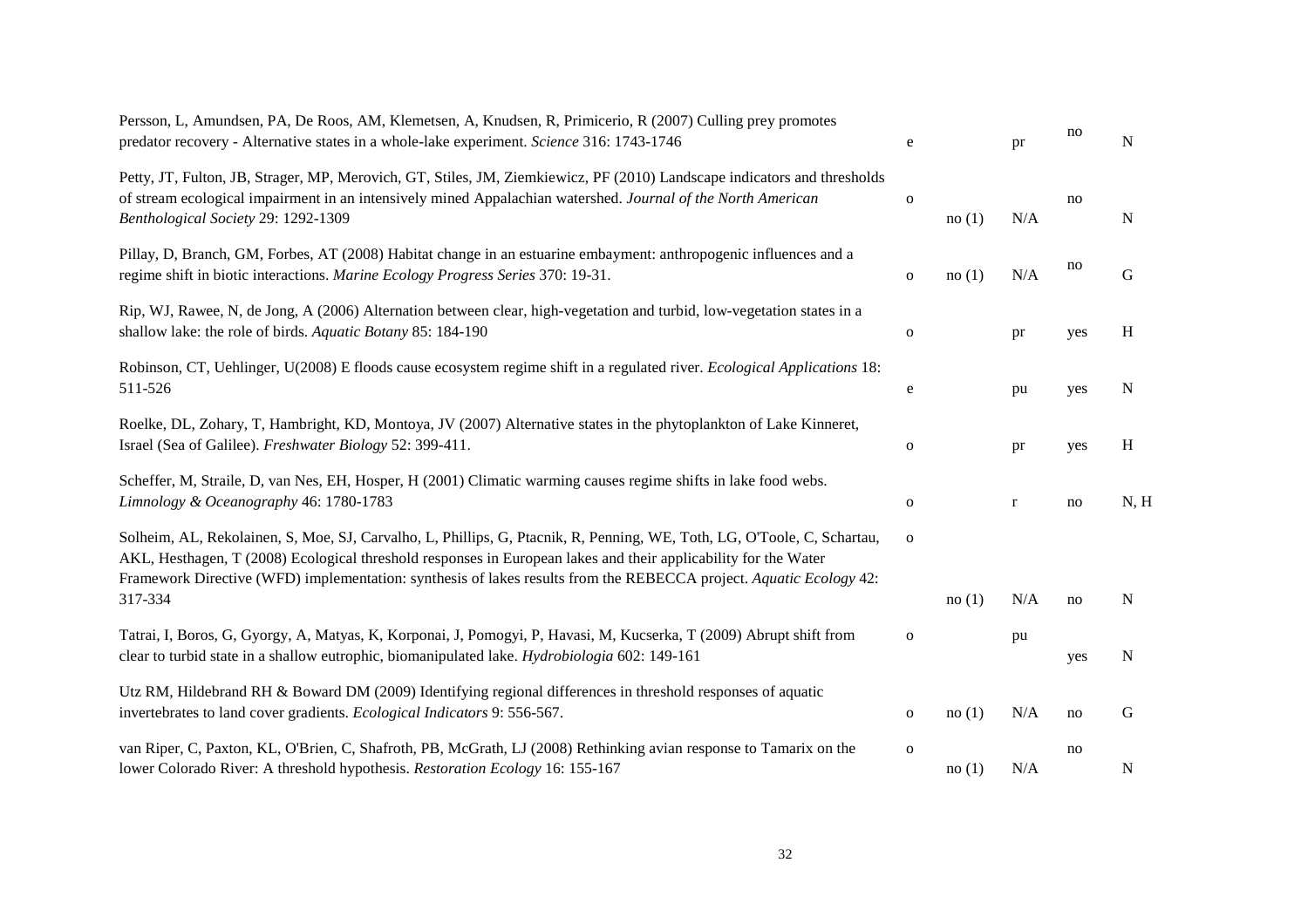| | | | | | |
|---|---|---|---|---|---|
| Persson, L, Amundsen, PA, De Roos, AM, Klemetsen, A, Knudsen, R, Primicerio, R (2007) Culling prey promotes predator recovery - Alternative states in a whole-lake experiment. *Science* 316: 1743-1746 | e | | pr | no | N |
| Petty, JT, Fulton, JB, Strager, MP, Merovich, GT, Stiles, JM, Ziemkiewicz, PF (2010) Landscape indicators and thresholds of stream ecological impairment in an intensively mined Appalachian watershed. *Journal of the North American Benthological Society* 29: 1292-1309 | o | no (1) | N/A | no | N |
| Pillay, D, Branch, GM, Forbes, AT (2008) Habitat change in an estuarine embayment: anthropogenic influences and a regime shift in biotic interactions. *Marine Ecology Progress Series* 370: 19-31. | o | no (1) | N/A | no | G |
| Rip, WJ, Rawee, N, de Jong, A (2006) Alternation between clear, high-vegetation and turbid, low-vegetation states in a shallow lake: the role of birds. *Aquatic Botany* 85: 184-190 | o | | pr | yes | H |
| Robinson, CT, Uehlinger, U(2008) E floods cause ecosystem regime shift in a regulated river. *Ecological Applications* 18: 511-526 | e | | pu | yes | N |
| Roelke, DL, Zohary, T, Hambright, KD, Montoya, JV (2007) Alternative states in the phytoplankton of Lake Kinneret, Israel (Sea of Galilee). *Freshwater Biology* 52: 399-411. | o | | pr | yes | H |
| Scheffer, M, Straile, D, van Nes, EH, Hosper, H (2001) Climatic warming causes regime shifts in lake food webs. *Limnology & Oceanography* 46: 1780-1783 | o | | r | no | N, H |
| Solheim, AL, Rekolainen, S, Moe, SJ, Carvalho, L, Phillips, G, Ptacnik, R, Penning, WE, Toth, LG, O'Toole, C, Schartau, AKL, Hesthagen, T (2008) Ecological threshold responses in European lakes and their applicability for the Water Framework Directive (WFD) implementation: synthesis of lakes results from the REBECCA project. *Aquatic Ecology* 42: 317-334 | o | no (1) | N/A | no | N |
| Tatrai, I, Boros, G, Gyorgy, A, Matyas, K, Korponai, J, Pomogyi, P, Havasi, M, Kucserka, T (2009) Abrupt shift from clear to turbid state in a shallow eutrophic, biomanipulated lake. *Hydrobiologia* 602: 149-161 | o | | pu | yes | N |
| Utz RM, Hildebrand RH & Boward DM (2009) Identifying regional differences in threshold responses of aquatic invertebrates to land cover gradients. *Ecological Indicators* 9: 556-567. | o | no (1) | N/A | no | G |
| van Riper, C, Paxton, KL, O'Brien, C, Shafroth, PB, McGrath, LJ (2008) Rethinking avian response to Tamarix on the lower Colorado River: A threshold hypothesis. *Restoration Ecology* 16: 155-167 | o | no (1) | N/A | no | N |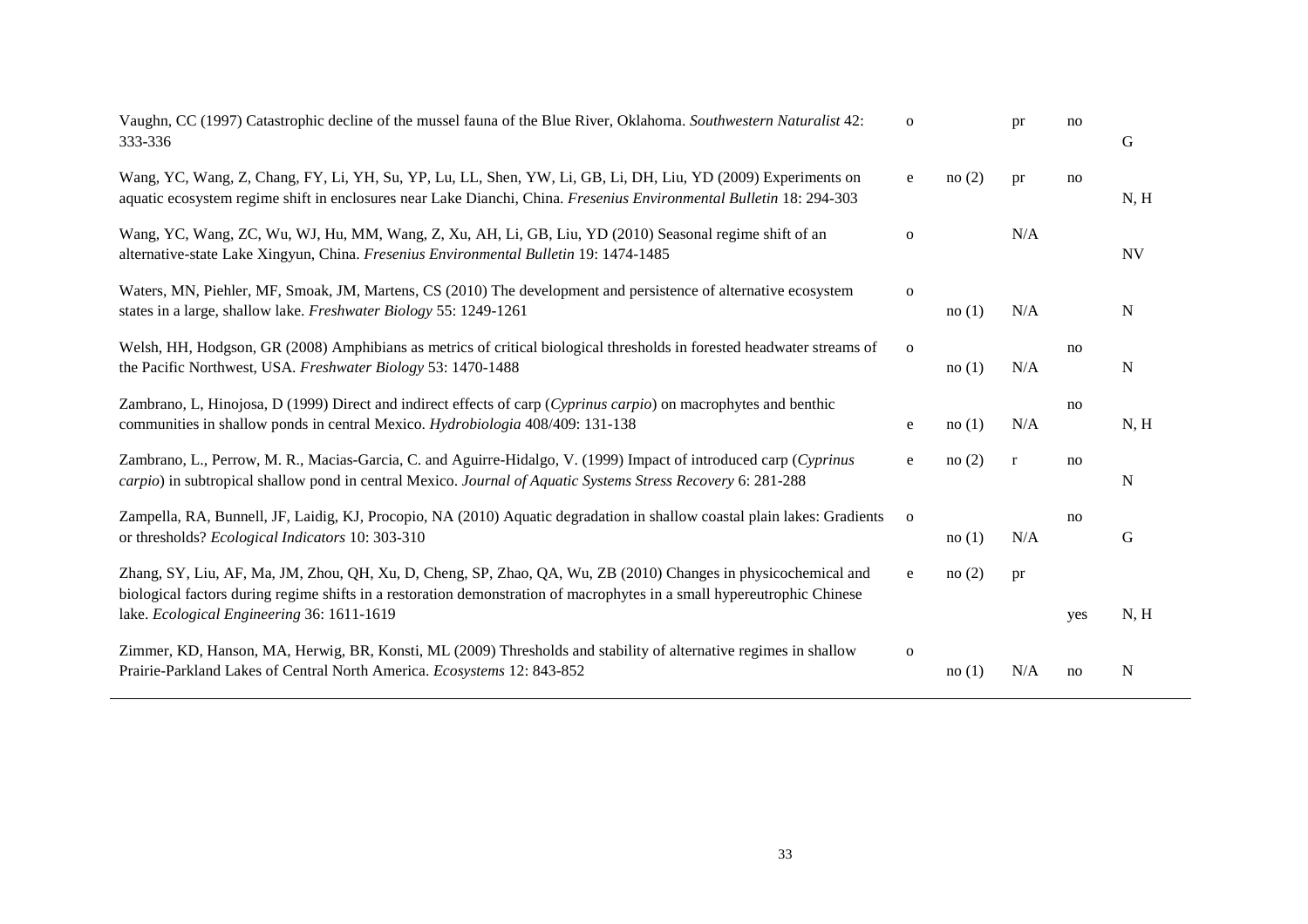| | | | | | |
|---|---|---|---|---|---|
| Vaughn, CC (1997) Catastrophic decline of the mussel fauna of the Blue River, Oklahoma. *Southwestern Naturalist* 42: 333-336 | o | | pr | no | G |
| Wang, YC, Wang, Z, Chang, FY, Li, YH, Su, YP, Lu, LL, Shen, YW, Li, GB, Li, DH, Liu, YD (2009) Experiments on aquatic ecosystem regime shift in enclosures near Lake Dianchi, China. *Fresenius Environmental Bulletin* 18: 294-303 | e | no (2) | pr | no | N, H |
| Wang, YC, Wang, ZC, Wu, WJ, Hu, MM, Wang, Z, Xu, AH, Li, GB, Liu, YD (2010) Seasonal regime shift of an alternative-state Lake Xingyun, China. *Fresenius Environmental Bulletin* 19: 1474-1485 | o | | N/A | | NV |
| Waters, MN, Piehler, MF, Smoak, JM, Martens, CS (2010) The development and persistence of alternative ecosystem states in a large, shallow lake. *Freshwater Biology* 55: 1249-1261 | o | no (1) | N/A | | N |
| Welsh, HH, Hodgson, GR (2008) Amphibians as metrics of critical biological thresholds in forested headwater streams of the Pacific Northwest, USA. *Freshwater Biology* 53: 1470-1488 | o | no (1) | N/A | no | N |
| Zambrano, L, Hinojosa, D (1999) Direct and indirect effects of carp (*Cyprinus carpio*) on macrophytes and benthic communities in shallow ponds in central Mexico. *Hydrobiologia* 408/409: 131-138 | e | no (1) | N/A | no | N, H |
| Zambrano, L., Perrow, M. R., Macias-Garcia, C. and Aguirre-Hidalgo, V. (1999) Impact of introduced carp (*Cyprinus carpio*) in subtropical shallow pond in central Mexico. *Journal of Aquatic Systems Stress Recovery* 6: 281-288 | e | no (2) | r | no | N |
| Zampella, RA, Bunnell, JF, Laidig, KJ, Procopio, NA (2010) Aquatic degradation in shallow coastal plain lakes: Gradients or thresholds? *Ecological Indicators* 10: 303-310 | o | no (1) | N/A | no | G |
| Zhang, SY, Liu, AF, Ma, JM, Zhou, QH, Xu, D, Cheng, SP, Zhao, QA, Wu, ZB (2010) Changes in physicochemical and biological factors during regime shifts in a restoration demonstration of macrophytes in a small hypereutrophic Chinese lake. *Ecological Engineering* 36: 1611-1619 | e | no (2) | pr | yes | N, H |
| Zimmer, KD, Hanson, MA, Herwig, BR, Konsti, ML (2009) Thresholds and stability of alternative regimes in shallow Prairie-Parkland Lakes of Central North America. *Ecosystems* 12: 843-852 | o | no (1) | N/A | no | N |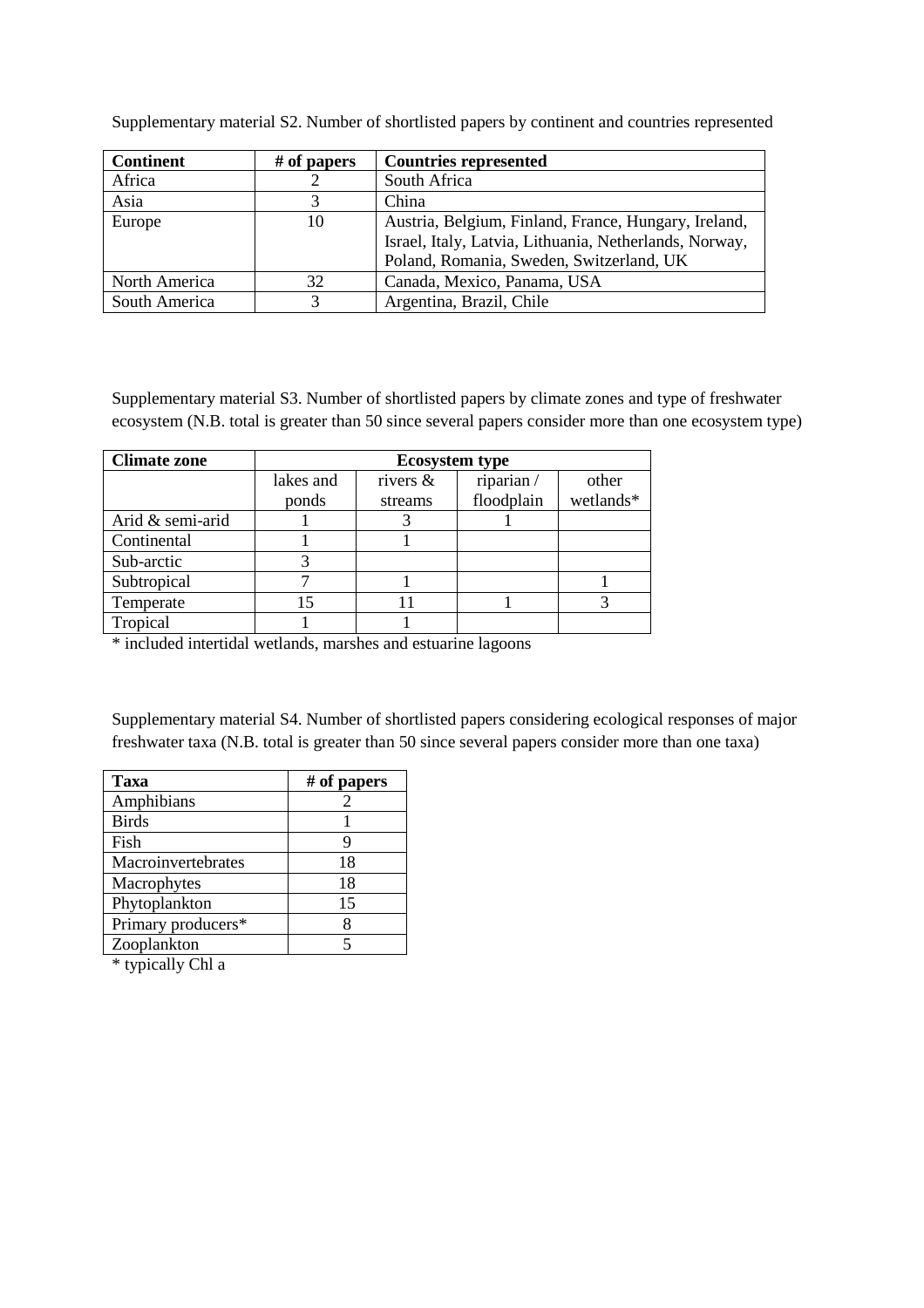Supplementary material S2. Number of shortlisted papers by continent and countries represented

| Continent | # of papers | Countries represented |
| --- | --- | --- |
| Africa | 2 | South Africa |
| Asia | 3 | China |
| Europe | 10 | Austria, Belgium, Finland, France, Hungary, Ireland, Israel, Italy, Latvia, Lithuania, Netherlands, Norway, Poland, Romania, Sweden, Switzerland, UK |
| North America | 32 | Canada, Mexico, Panama, USA |
| South America | 3 | Argentina, Brazil, Chile |

Supplementary material S3. Number of shortlisted papers by climate zones and type of freshwater ecosystem (N.B. total is greater than 50 since several papers consider more than one ecosystem type)

| Climate zone | Ecosystem type | | | |
| --- | --- | --- | --- | --- |
| | lakes and ponds | rivers & streams | riparian / floodplain | other wetlands* |
| Arid & semi-arid | 1 | 3 | 1 | |
| Continental | 1 | 1 | | |
| Sub-arctic | 3 | | | |
| Subtropical | 7 | 1 | | 1 |
| Temperate | 15 | 11 | 1 | 3 |
| Tropical | 1 | 1 | | |

\* included intertidal wetlands, marshes and estuarine lagoons

Supplementary material S4. Number of shortlisted papers considering ecological responses of major freshwater taxa (N.B. total is greater than 50 since several papers consider more than one taxa)

| Taxa | # of papers |
| --- | --- |
| Amphibians | 2 |
| Birds | 1 |
| Fish | 9 |
| Macroinvertebrates | 18 |
| Macrophytes | 18 |
| Phytoplankton | 15 |
| Primary producers* | 8 |
| Zooplankton | 5 |

\* typically Chl a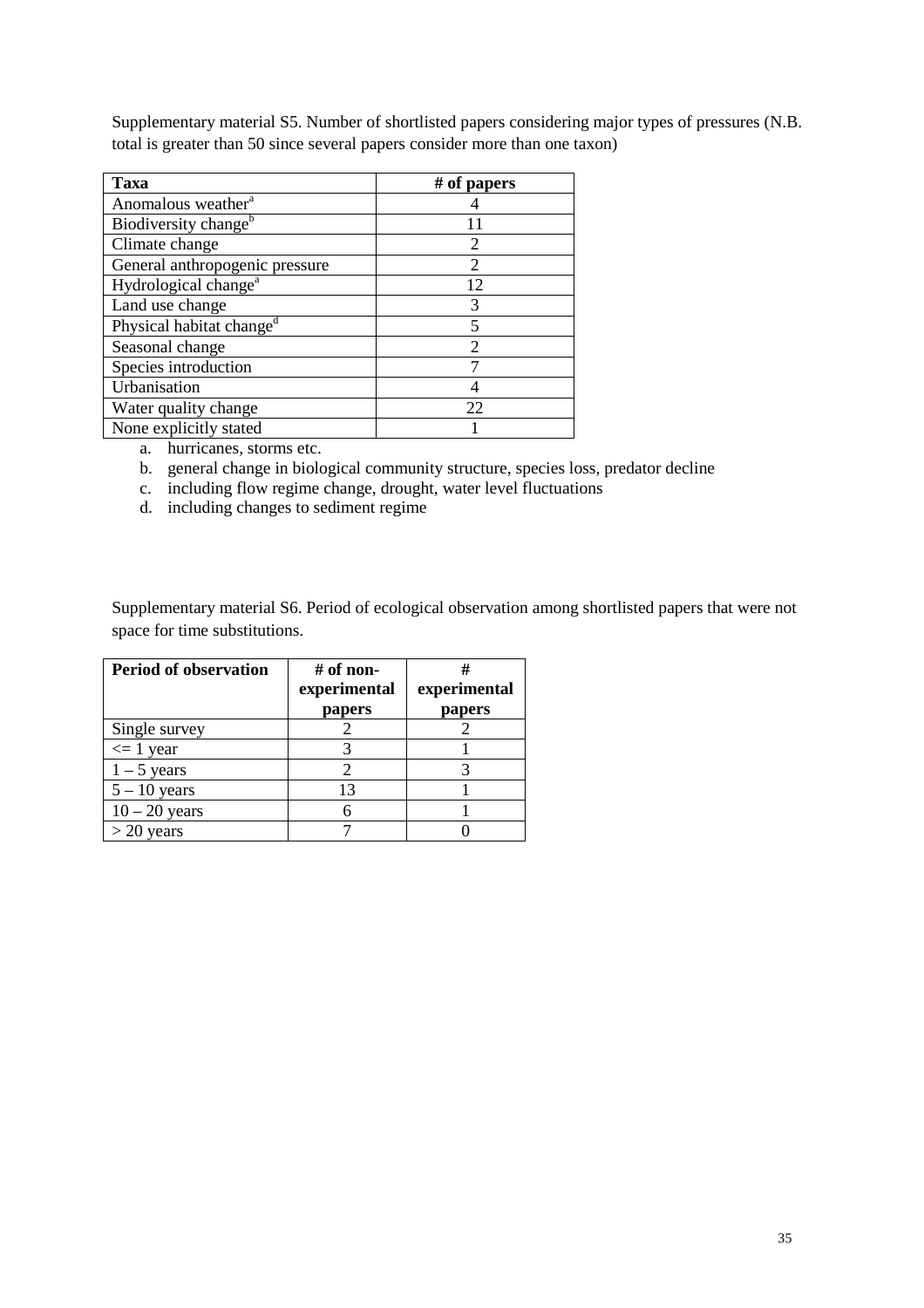Supplementary material S5. Number of shortlisted papers considering major types of pressures (N.B. total is greater than 50 since several papers consider more than one taxon)

| Taxa | # of papers |
| --- | --- |
| Anomalous weather[a] | 4 |
| Biodiversity change[b] | 11 |
| Climate change | 2 |
| General anthropogenic pressure | 2 |
| Hydrological change[a] | 12 |
| Land use change | 3 |
| Physical habitat change[d] | 5 |
| Seasonal change | 2 |
| Species introduction | 7 |
| Urbanisation | 4 |
| Water quality change | 22 |
| None explicitly stated | 1 |

a. hurricanes, storms etc.
b. general change in biological community structure, species loss, predator decline
c. including flow regime change, drought, water level fluctuations
d. including changes to sediment regime

Supplementary material S6. Period of ecological observation among shortlisted papers that were not space for time substitutions.

| Period of observation | # of non-experimental papers | # experimental papers |
| --- | --- | --- |
| Single survey | 2 | 2 |
| <= 1 year | 3 | 1 |
| 1 – 5 years | 2 | 3 |
| 5 – 10 years | 13 | 1 |
| 10 – 20 years | 6 | 1 |
| > 20 years | 7 | 0 |